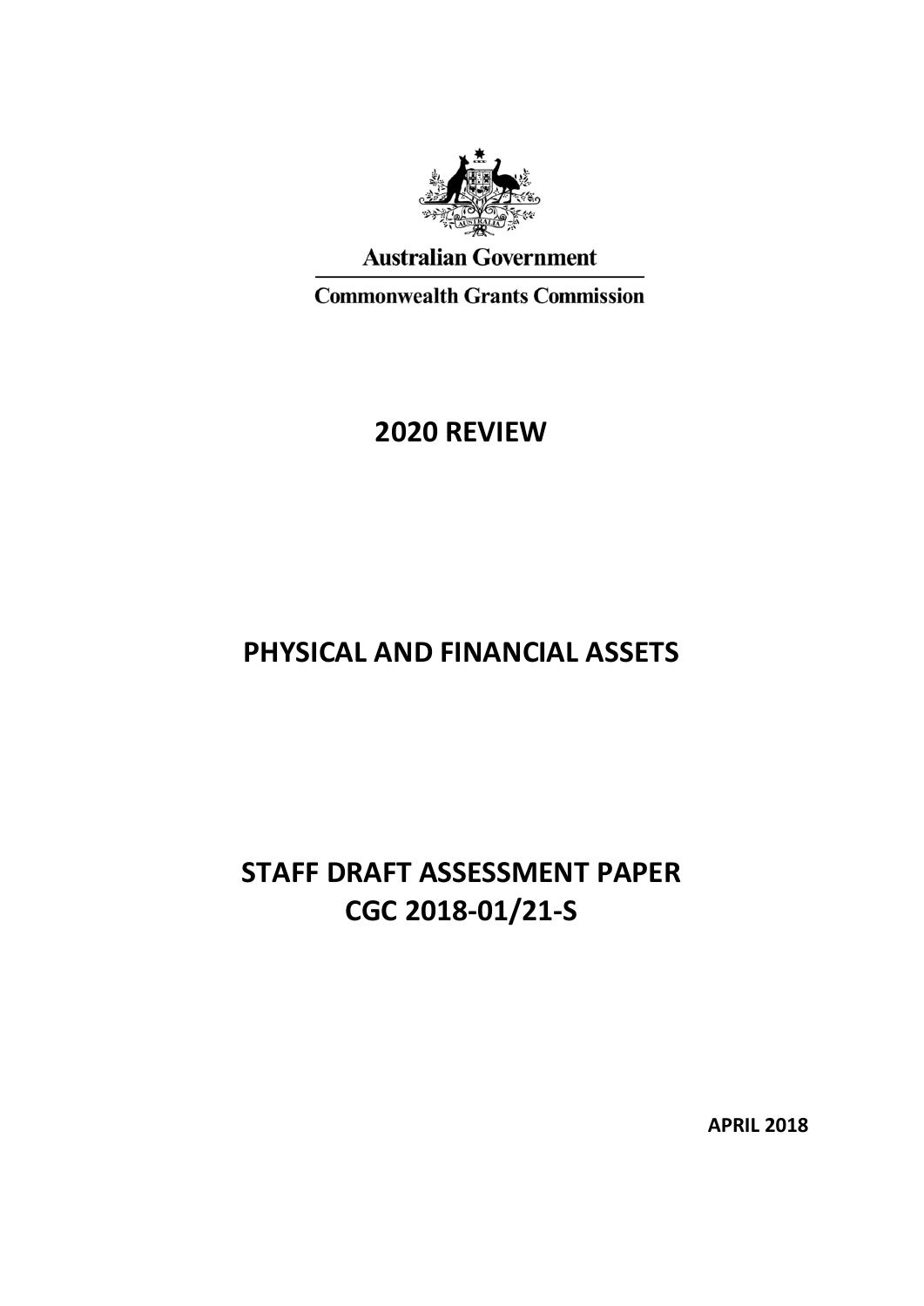Australian Government

Commonwealth Grants Commission

# 2020 REVIEW

# PHYSICAL AND FINANCIAL ASSETS

# STAFF DRAFT ASSESSMENT PAPER CGC 2018-01/21-S

**APRIL 2018**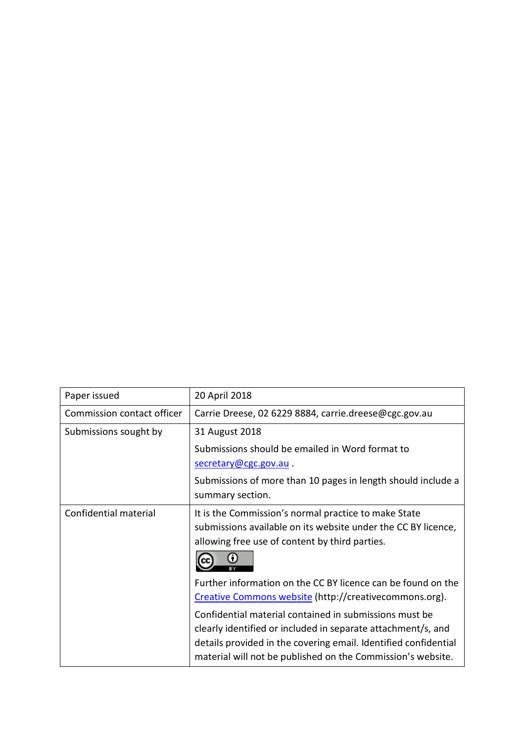| | |
|---|---|
| Paper issued | 20 April 2018 |
| Commission contact officer | Carrie Dreese, 02 6229 8884, carrie.dreese@cgc.gov.au |
| Submissions sought by | 31 August 2018<br><br>Submissions should be emailed in Word format to secretary@cgc.gov.au .<br><br>Submissions of more than 10 pages in length should include a summary section. |
| Confidential material | It is the Commission's normal practice to make State submissions available on its website under the CC BY licence, allowing free use of content by third parties.<br><br>Further information on the CC BY licence can be found on the Creative Commons website (http://creativecommons.org).<br><br>Confidential material contained in submissions must be clearly identified or included in separate attachment/s, and details provided in the covering email. Identified confidential material will not be published on the Commission's website. |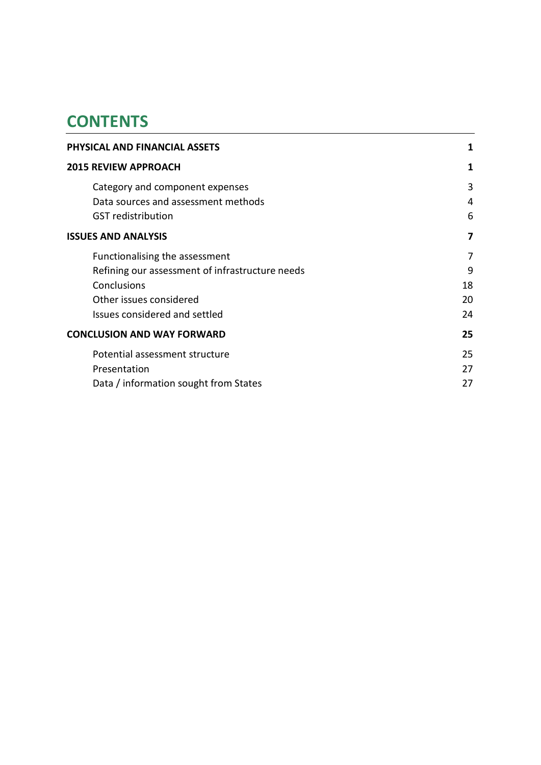# CONTENTS

| | |
|---|---|
| **PHYSICAL AND FINANCIAL ASSETS** | **1** |
| **2015 REVIEW APPROACH** | **1** |
| Category and component expenses | 3 |
| Data sources and assessment methods | 4 |
| GST redistribution | 6 |
| **ISSUES AND ANALYSIS** | **7** |
| Functionalising the assessment | 7 |
| Refining our assessment of infrastructure needs | 9 |
| Conclusions | 18 |
| Other issues considered | 20 |
| Issues considered and settled | 24 |
| **CONCLUSION AND WAY FORWARD** | **25** |
| Potential assessment structure | 25 |
| Presentation | 27 |
| Data / information sought from States | 27 |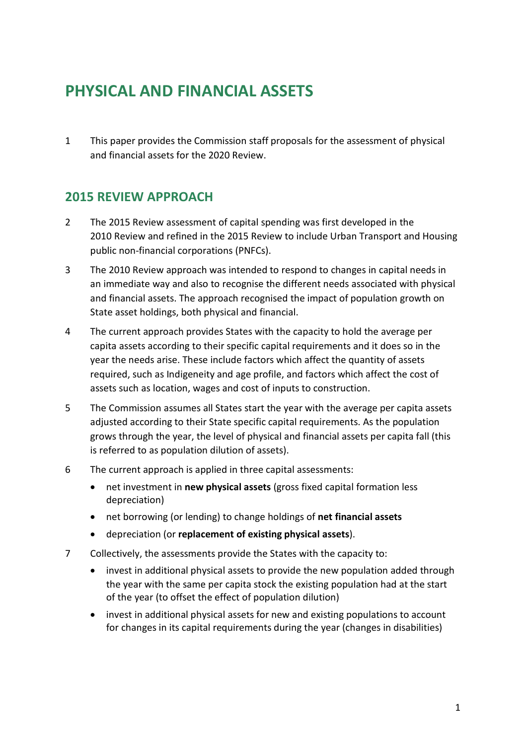# PHYSICAL AND FINANCIAL ASSETS

1 This paper provides the Commission staff proposals for the assessment of physical and financial assets for the 2020 Review.

## 2015 REVIEW APPROACH

2 The 2015 Review assessment of capital spending was first developed in the 2010 Review and refined in the 2015 Review to include Urban Transport and Housing public non-financial corporations (PNFCs).

3 The 2010 Review approach was intended to respond to changes in capital needs in an immediate way and also to recognise the different needs associated with physical and financial assets. The approach recognised the impact of population growth on State asset holdings, both physical and financial.

4 The current approach provides States with the capacity to hold the average per capita assets according to their specific capital requirements and it does so in the year the needs arise. These include factors which affect the quantity of assets required, such as Indigeneity and age profile, and factors which affect the cost of assets such as location, wages and cost of inputs to construction.

5 The Commission assumes all States start the year with the average per capita assets adjusted according to their State specific capital requirements. As the population grows through the year, the level of physical and financial assets per capita fall (this is referred to as population dilution of assets).

6 The current approach is applied in three capital assessments:

- net investment in **new physical assets** (gross fixed capital formation less depreciation)
- net borrowing (or lending) to change holdings of **net financial assets**
- depreciation (or **replacement of existing physical assets**).

7 Collectively, the assessments provide the States with the capacity to:

- invest in additional physical assets to provide the new population added through the year with the same per capita stock the existing population had at the start of the year (to offset the effect of population dilution)
- invest in additional physical assets for new and existing populations to account for changes in its capital requirements during the year (changes in disabilities)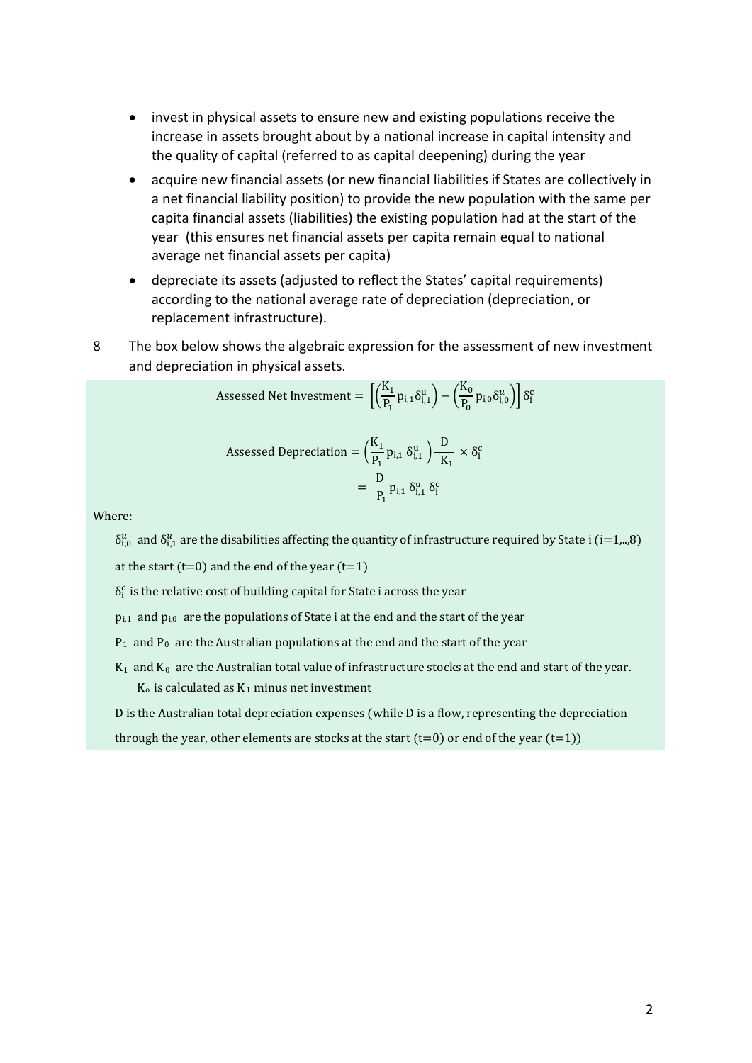- invest in physical assets to ensure new and existing populations receive the increase in assets brought about by a national increase in capital intensity and the quality of capital (referred to as capital deepening) during the year
- acquire new financial assets (or new financial liabilities if States are collectively in a net financial liability position) to provide the new population with the same per capita financial assets (liabilities) the existing population had at the start of the year (this ensures net financial assets per capita remain equal to national average net financial assets per capita)
- depreciate its assets (adjusted to reflect the States' capital requirements) according to the national average rate of depreciation (depreciation, or replacement infrastructure).

8 The box below shows the algebraic expression for the assessment of new investment and depreciation in physical assets.

$$\text{Assessed Net Investment} = \left[\left(\frac{K_1}{P_1} p_{i,1} \delta^u_{i,1}\right) - \left(\frac{K_0}{P_0} p_{i,0} \delta^u_{i,0}\right)\right] \delta^c_i$$

$$\text{Assessed Depreciation} = \left(\frac{K_1}{P_1} p_{i,1}\ \delta^u_{i,1}\right) \frac{D}{K_1} \times \delta^c_i$$

$$= \frac{D}{P_1} p_{i,1}\ \delta^u_{i,1}\ \delta^c_i$$

Where:

$\delta^u_{i,0}$ and $\delta^u_{i,1}$ are the disabilities affecting the quantity of infrastructure required by State i (i=1,..,8) at the start (t=0) and the end of the year (t=1)

$\delta^c_i$ is the relative cost of building capital for State i across the year

$p_{i,1}$ and $p_{i,0}$ are the populations of State i at the end and the start of the year

$P_1$ and $P_0$ are the Australian populations at the end and the start of the year

$K_1$ and $K_0$ are the Australian total value of infrastructure stocks at the end and start of the year. $K_o$ is calculated as $K_1$ minus net investment

D is the Australian total depreciation expenses (while D is a flow, representing the depreciation through the year, other elements are stocks at the start (t=0) or end of the year (t=1))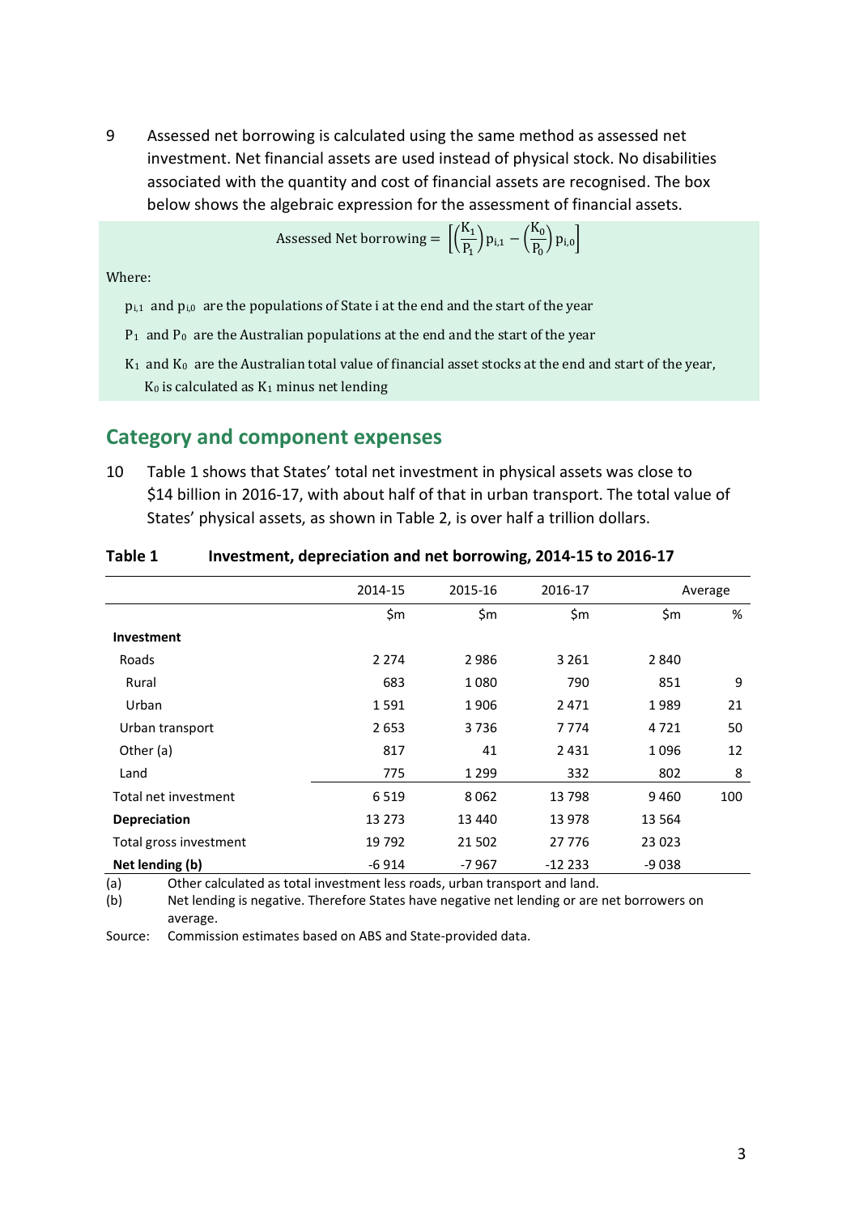9 Assessed net borrowing is calculated using the same method as assessed net investment. Net financial assets are used instead of physical stock. No disabilities associated with the quantity and cost of financial assets are recognised. The box below shows the algebraic expression for the assessment of financial assets.

$$\text{Assessed Net borrowing} = \left[\left(\frac{K_1}{P_1}\right)p_{i,1} - \left(\frac{K_0}{P_0}\right)p_{i,0}\right]$$

Where:

$p_{i,1}$ and $p_{i,0}$ are the populations of State i at the end and the start of the year

$P_1$ and $P_0$ are the Australian populations at the end and the start of the year

$K_1$ and $K_0$ are the Australian total value of financial asset stocks at the end and start of the year, $K_0$ is calculated as $K_1$ minus net lending

## Category and component expenses

10 Table 1 shows that States' total net investment in physical assets was close to $14 billion in 2016-17, with about half of that in urban transport. The total value of States' physical assets, as shown in Table 2, is over half a trillion dollars.

**Table 1 Investment, depreciation and net borrowing, 2014-15 to 2016-17**

| | 2014-15 | 2015-16 | 2016-17 | Average | |
|---|---|---|---|---|---|
| | $m | $m | $m | $m | % |
| **Investment** | | | | | |
| Roads | 2 274 | 2 986 | 3 261 | 2 840 | |
| Rural | 683 | 1 080 | 790 | 851 | 9 |
| Urban | 1 591 | 1 906 | 2 471 | 1 989 | 21 |
| Urban transport | 2 653 | 3 736 | 7 774 | 4 721 | 50 |
| Other (a) | 817 | 41 | 2 431 | 1 096 | 12 |
| Land | 775 | 1 299 | 332 | 802 | 8 |
| Total net investment | 6 519 | 8 062 | 13 798 | 9 460 | 100 |
| **Depreciation** | 13 273 | 13 440 | 13 978 | 13 564 | |
| Total gross investment | 19 792 | 21 502 | 27 776 | 23 023 | |
| **Net lending (b)** | -6 914 | -7 967 | -12 233 | -9 038 | |

(a) Other calculated as total investment less roads, urban transport and land.

(b) Net lending is negative. Therefore States have negative net lending or are net borrowers on average.

Source: Commission estimates based on ABS and State-provided data.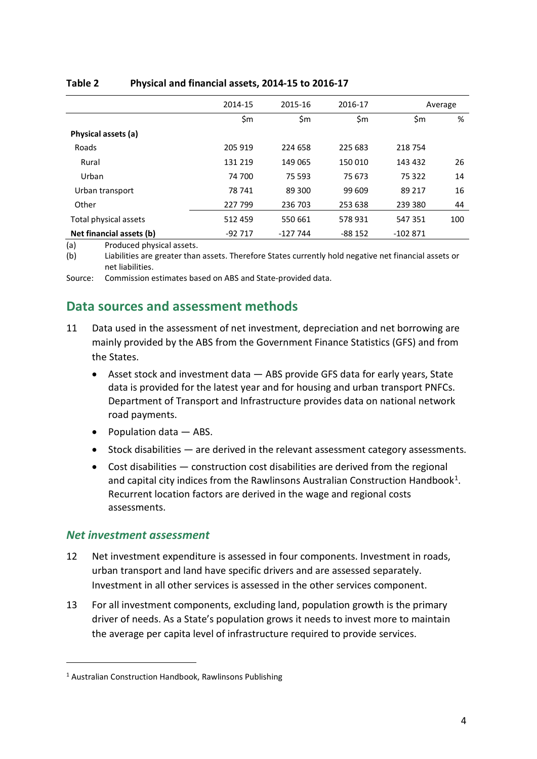**Table 2 Physical and financial assets, 2014-15 to 2016-17**

| | 2014-15 | 2015-16 | 2016-17 | Average | |
|---|---|---|---|---|---|
| | $m | $m | $m | $m | % |
| **Physical assets (a)** | | | | | |
| Roads | 205 919 | 224 658 | 225 683 | 218 754 | |
| Rural | 131 219 | 149 065 | 150 010 | 143 432 | 26 |
| Urban | 74 700 | 75 593 | 75 673 | 75 322 | 14 |
| Urban transport | 78 741 | 89 300 | 99 609 | 89 217 | 16 |
| Other | 227 799 | 236 703 | 253 638 | 239 380 | 44 |
| Total physical assets | 512 459 | 550 661 | 578 931 | 547 351 | 100 |
| **Net financial assets (b)** | -92 717 | -127 744 | -88 152 | -102 871 | |

(a) Produced physical assets.
(b) Liabilities are greater than assets. Therefore States currently hold negative net financial assets or net liabilities.
Source: Commission estimates based on ABS and State-provided data.

## Data sources and assessment methods

11 Data used in the assessment of net investment, depreciation and net borrowing are mainly provided by the ABS from the Government Finance Statistics (GFS) and from the States.

- Asset stock and investment data — ABS provide GFS data for early years, State data is provided for the latest year and for housing and urban transport PNFCs. Department of Transport and Infrastructure provides data on national network road payments.
- Population data — ABS.
- Stock disabilities — are derived in the relevant assessment category assessments.
- Cost disabilities — construction cost disabilities are derived from the regional and capital city indices from the Rawlinsons Australian Construction Handbook[1]. Recurrent location factors are derived in the wage and regional costs assessments.

### *Net investment assessment*

12 Net investment expenditure is assessed in four components. Investment in roads, urban transport and land have specific drivers and are assessed separately. Investment in all other services is assessed in the other services component.

13 For all investment components, excluding land, population growth is the primary driver of needs. As a State's population grows it needs to invest more to maintain the average per capita level of infrastructure required to provide services.

[1] Australian Construction Handbook, Rawlinsons Publishing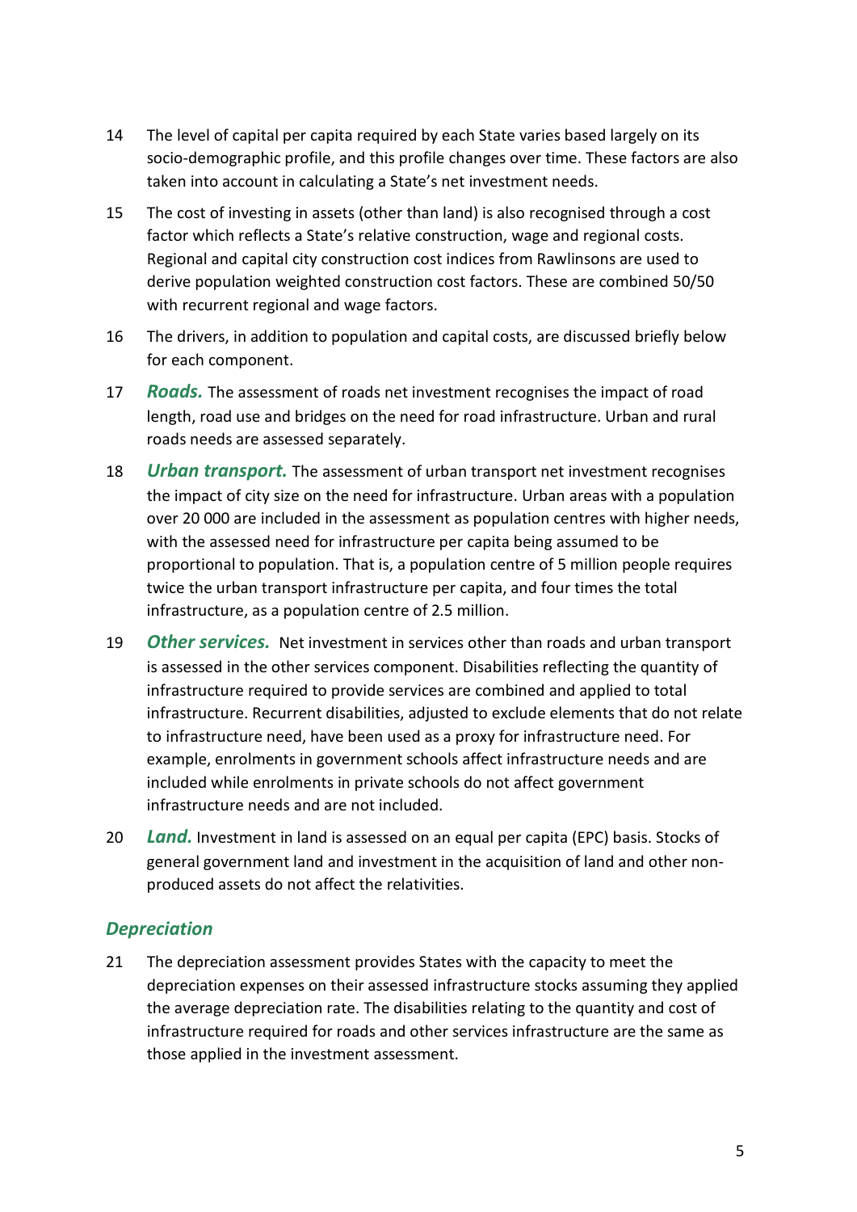14 The level of capital per capita required by each State varies based largely on its socio-demographic profile, and this profile changes over time. These factors are also taken into account in calculating a State's net investment needs.

15 The cost of investing in assets (other than land) is also recognised through a cost factor which reflects a State's relative construction, wage and regional costs. Regional and capital city construction cost indices from Rawlinsons are used to derive population weighted construction cost factors. These are combined 50/50 with recurrent regional and wage factors.

16 The drivers, in addition to population and capital costs, are discussed briefly below for each component.

17 ***Roads.*** The assessment of roads net investment recognises the impact of road length, road use and bridges on the need for road infrastructure. Urban and rural roads needs are assessed separately.

18 ***Urban transport.*** The assessment of urban transport net investment recognises the impact of city size on the need for infrastructure. Urban areas with a population over 20 000 are included in the assessment as population centres with higher needs, with the assessed need for infrastructure per capita being assumed to be proportional to population. That is, a population centre of 5 million people requires twice the urban transport infrastructure per capita, and four times the total infrastructure, as a population centre of 2.5 million.

19 ***Other services.*** Net investment in services other than roads and urban transport is assessed in the other services component. Disabilities reflecting the quantity of infrastructure required to provide services are combined and applied to total infrastructure. Recurrent disabilities, adjusted to exclude elements that do not relate to infrastructure need, have been used as a proxy for infrastructure need. For example, enrolments in government schools affect infrastructure needs and are included while enrolments in private schools do not affect government infrastructure needs and are not included.

20 ***Land.*** Investment in land is assessed on an equal per capita (EPC) basis. Stocks of general government land and investment in the acquisition of land and other non-produced assets do not affect the relativities.

## *Depreciation*

21 The depreciation assessment provides States with the capacity to meet the depreciation expenses on their assessed infrastructure stocks assuming they applied the average depreciation rate. The disabilities relating to the quantity and cost of infrastructure required for roads and other services infrastructure are the same as those applied in the investment assessment.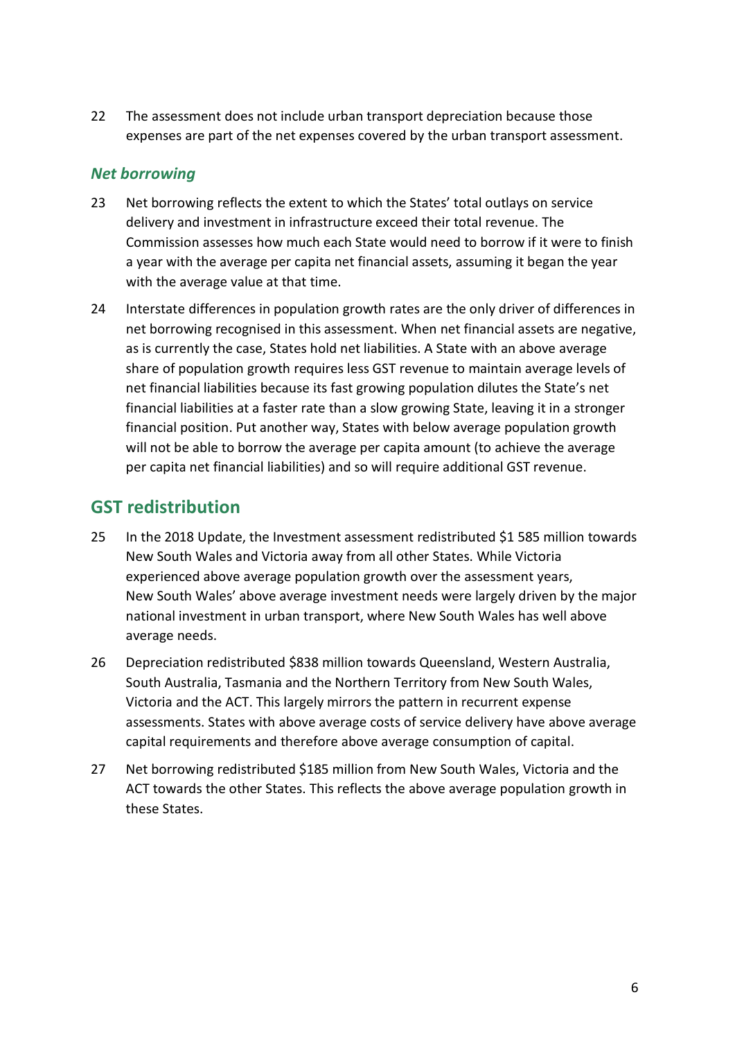22 The assessment does not include urban transport depreciation because those expenses are part of the net expenses covered by the urban transport assessment.

### *Net borrowing*

23 Net borrowing reflects the extent to which the States' total outlays on service delivery and investment in infrastructure exceed their total revenue. The Commission assesses how much each State would need to borrow if it were to finish a year with the average per capita net financial assets, assuming it began the year with the average value at that time.

24 Interstate differences in population growth rates are the only driver of differences in net borrowing recognised in this assessment. When net financial assets are negative, as is currently the case, States hold net liabilities. A State with an above average share of population growth requires less GST revenue to maintain average levels of net financial liabilities because its fast growing population dilutes the State's net financial liabilities at a faster rate than a slow growing State, leaving it in a stronger financial position. Put another way, States with below average population growth will not be able to borrow the average per capita amount (to achieve the average per capita net financial liabilities) and so will require additional GST revenue.

## GST redistribution

25 In the 2018 Update, the Investment assessment redistributed $1 585 million towards New South Wales and Victoria away from all other States. While Victoria experienced above average population growth over the assessment years, New South Wales' above average investment needs were largely driven by the major national investment in urban transport, where New South Wales has well above average needs.

26 Depreciation redistributed $838 million towards Queensland, Western Australia, South Australia, Tasmania and the Northern Territory from New South Wales, Victoria and the ACT. This largely mirrors the pattern in recurrent expense assessments. States with above average costs of service delivery have above average capital requirements and therefore above average consumption of capital.

27 Net borrowing redistributed $185 million from New South Wales, Victoria and the ACT towards the other States. This reflects the above average population growth in these States.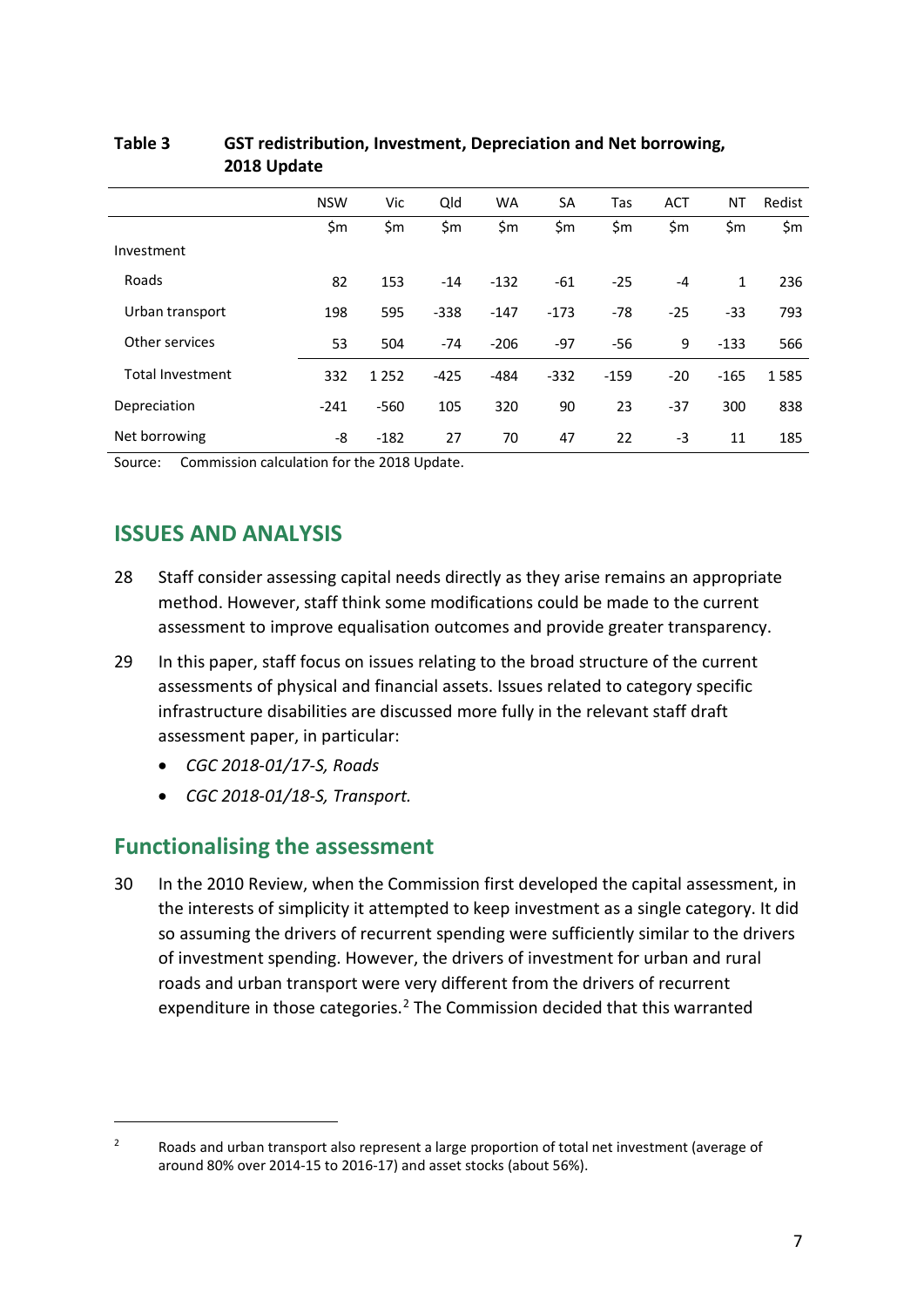**Table 3 GST redistribution, Investment, Depreciation and Net borrowing, 2018 Update**

| | NSW | Vic | Qld | WA | SA | Tas | ACT | NT | Redist |
|---|---|---|---|---|---|---|---|---|---|
| | $m | $m | $m | $m | $m | $m | $m | $m | $m |
| Investment | | | | | | | | | |
| Roads | 82 | 153 | -14 | -132 | -61 | -25 | -4 | 1 | 236 |
| Urban transport | 198 | 595 | -338 | -147 | -173 | -78 | -25 | -33 | 793 |
| Other services | 53 | 504 | -74 | -206 | -97 | -56 | 9 | -133 | 566 |
| Total Investment | 332 | 1 252 | -425 | -484 | -332 | -159 | -20 | -165 | 1 585 |
| Depreciation | -241 | -560 | 105 | 320 | 90 | 23 | -37 | 300 | 838 |
| Net borrowing | -8 | -182 | 27 | 70 | 47 | 22 | -3 | 11 | 185 |

Source: Commission calculation for the 2018 Update.

## ISSUES AND ANALYSIS

28 Staff consider assessing capital needs directly as they arise remains an appropriate method. However, staff think some modifications could be made to the current assessment to improve equalisation outcomes and provide greater transparency.

29 In this paper, staff focus on issues relating to the broad structure of the current assessments of physical and financial assets. Issues related to category specific infrastructure disabilities are discussed more fully in the relevant staff draft assessment paper, in particular:

- *CGC 2018-01/17-S, Roads*
- *CGC 2018-01/18-S, Transport.*

## Functionalising the assessment

30 In the 2010 Review, when the Commission first developed the capital assessment, in the interests of simplicity it attempted to keep investment as a single category. It did so assuming the drivers of recurrent spending were sufficiently similar to the drivers of investment spending. However, the drivers of investment for urban and rural roads and urban transport were very different from the drivers of recurrent expenditure in those categories.[2] The Commission decided that this warranted

[2] Roads and urban transport also represent a large proportion of total net investment (average of around 80% over 2014-15 to 2016-17) and asset stocks (about 56%).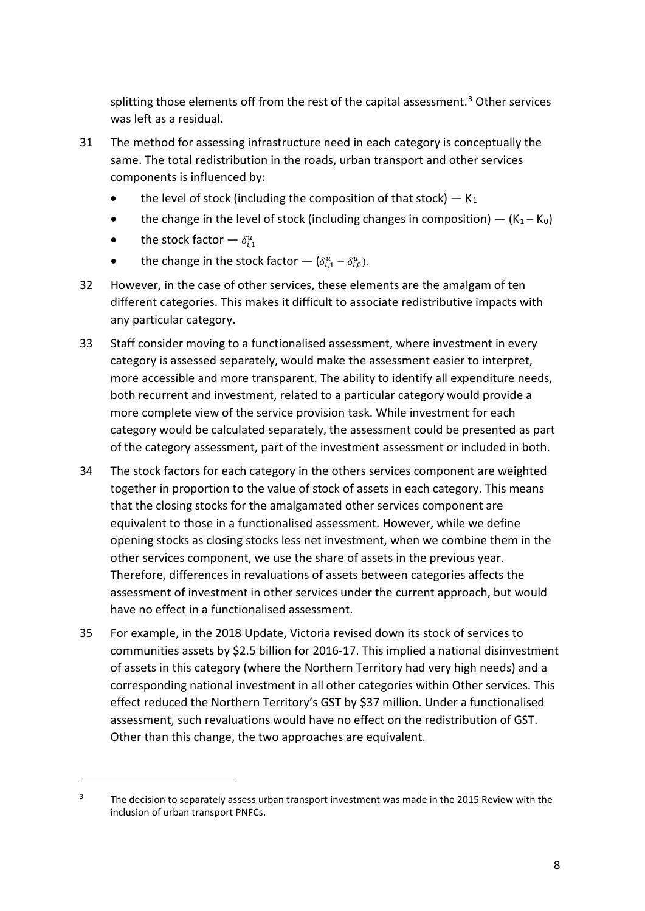splitting those elements off from the rest of the capital assessment.[3] Other services was left as a residual.

31 The method for assessing infrastructure need in each category is conceptually the same. The total redistribution in the roads, urban transport and other services components is influenced by:

- the level of stock (including the composition of that stock) — $K_1$
- the change in the level of stock (including changes in composition) — $(K_1 - K_0)$
- the stock factor — $\delta_{i,1}^{u}$
- the change in the stock factor — $(\delta_{i,1}^{u} - \delta_{i,0}^{u})$.

32 However, in the case of other services, these elements are the amalgam of ten different categories. This makes it difficult to associate redistributive impacts with any particular category.

33 Staff consider moving to a functionalised assessment, where investment in every category is assessed separately, would make the assessment easier to interpret, more accessible and more transparent. The ability to identify all expenditure needs, both recurrent and investment, related to a particular category would provide a more complete view of the service provision task. While investment for each category would be calculated separately, the assessment could be presented as part of the category assessment, part of the investment assessment or included in both.

34 The stock factors for each category in the others services component are weighted together in proportion to the value of stock of assets in each category. This means that the closing stocks for the amalgamated other services component are equivalent to those in a functionalised assessment. However, while we define opening stocks as closing stocks less net investment, when we combine them in the other services component, we use the share of assets in the previous year. Therefore, differences in revaluations of assets between categories affects the assessment of investment in other services under the current approach, but would have no effect in a functionalised assessment.

35 For example, in the 2018 Update, Victoria revised down its stock of services to communities assets by $2.5 billion for 2016-17. This implied a national disinvestment of assets in this category (where the Northern Territory had very high needs) and a corresponding national investment in all other categories within Other services. This effect reduced the Northern Territory's GST by $37 million. Under a functionalised assessment, such revaluations would have no effect on the redistribution of GST. Other than this change, the two approaches are equivalent.

[3] The decision to separately assess urban transport investment was made in the 2015 Review with the inclusion of urban transport PNFCs.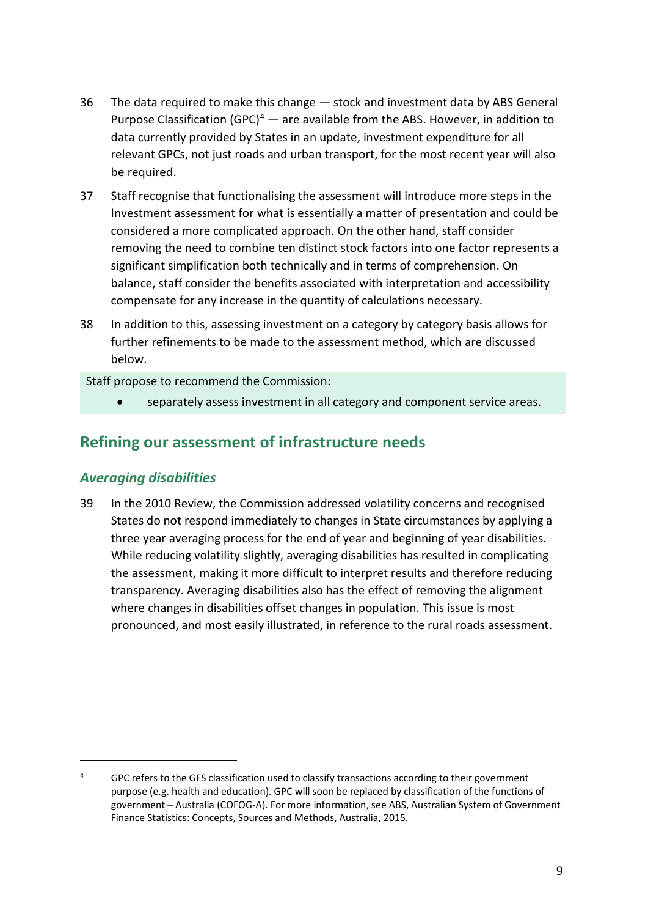36 The data required to make this change — stock and investment data by ABS General Purpose Classification (GPC)[4] — are available from the ABS. However, in addition to data currently provided by States in an update, investment expenditure for all relevant GPCs, not just roads and urban transport, for the most recent year will also be required.

37 Staff recognise that functionalising the assessment will introduce more steps in the Investment assessment for what is essentially a matter of presentation and could be considered a more complicated approach. On the other hand, staff consider removing the need to combine ten distinct stock factors into one factor represents a significant simplification both technically and in terms of comprehension. On balance, staff consider the benefits associated with interpretation and accessibility compensate for any increase in the quantity of calculations necessary.

38 In addition to this, assessing investment on a category by category basis allows for further refinements to be made to the assessment method, which are discussed below.

Staff propose to recommend the Commission:

- separately assess investment in all category and component service areas.

## Refining our assessment of infrastructure needs

### *Averaging disabilities*

39 In the 2010 Review, the Commission addressed volatility concerns and recognised States do not respond immediately to changes in State circumstances by applying a three year averaging process for the end of year and beginning of year disabilities. While reducing volatility slightly, averaging disabilities has resulted in complicating the assessment, making it more difficult to interpret results and therefore reducing transparency. Averaging disabilities also has the effect of removing the alignment where changes in disabilities offset changes in population. This issue is most pronounced, and most easily illustrated, in reference to the rural roads assessment.

---

[4] GPC refers to the GFS classification used to classify transactions according to their government purpose (e.g. health and education). GPC will soon be replaced by classification of the functions of government – Australia (COFOG-A). For more information, see ABS, Australian System of Government Finance Statistics: Concepts, Sources and Methods, Australia, 2015.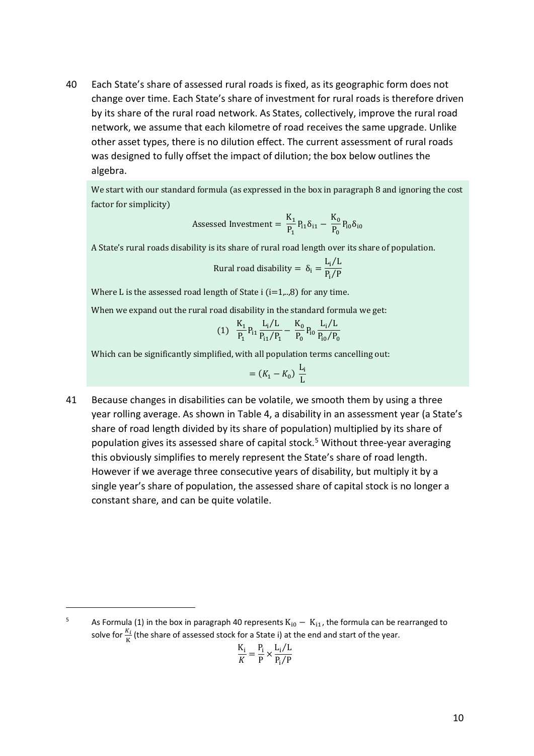40 Each State's share of assessed rural roads is fixed, as its geographic form does not change over time. Each State's share of investment for rural roads is therefore driven by its share of the rural road network. As States, collectively, improve the rural road network, we assume that each kilometre of road receives the same upgrade. Unlike other asset types, there is no dilution effect. The current assessment of rural roads was designed to fully offset the impact of dilution; the box below outlines the algebra.

> We start with our standard formula (as expressed in the box in paragraph 8 and ignoring the cost factor for simplicity)
>
> $$\text{Assessed Investment} = \frac{K_1}{P_1} P_{i1} \delta_{i1} - \frac{K_0}{P_0} P_{i0} \delta_{i0}$$
>
> A State's rural roads disability is its share of rural road length over its share of population.
>
> $$\text{Rural road disability} = \delta_i = \frac{L_i/L}{P_i/P}$$
>
> Where L is the assessed road length of State i (i=1,..,8) for any time.
>
> When we expand out the rural road disability in the standard formula we get:
>
> $$(1) \quad \frac{K_1}{P_1} P_{i1} \frac{L_i/L}{P_{i1}/P_1} - \frac{K_0}{P_0} P_{i0} \frac{L_i/L}{P_{i0}/P_0}$$
>
> Which can be significantly simplified, with all population terms cancelling out:
>
> $$= (K_1 - K_0) \frac{L_i}{L}$$

41 Because changes in disabilities can be volatile, we smooth them by using a three year rolling average. As shown in Table 4, a disability in an assessment year (a State's share of road length divided by its share of population) multiplied by its share of population gives its assessed share of capital stock.[5] Without three-year averaging this obviously simplifies to merely represent the State's share of road length. However if we average three consecutive years of disability, but multiply it by a single year's share of population, the assessed share of capital stock is no longer a constant share, and can be quite volatile.

---

[5] As Formula (1) in the box in paragraph 40 represents $K_{i0} - K_{i1}$, the formula can be rearranged to solve for $\frac{K_i}{K}$ (the share of assessed stock for a State i) at the end and start of the year.

$$\frac{K_i}{K} = \frac{P_i}{P} \times \frac{L_i/L}{P_i/P}$$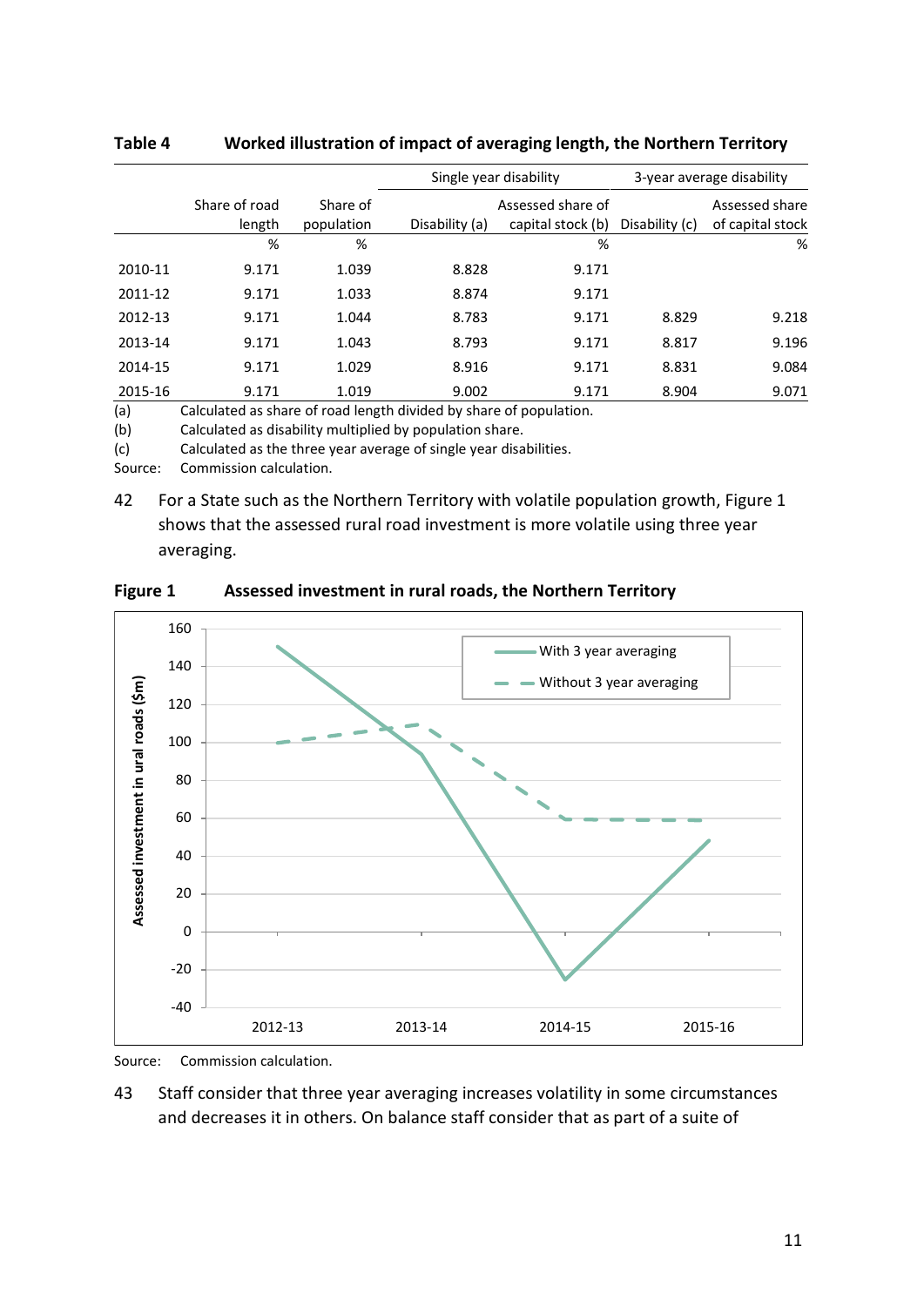**Table 4 Worked illustration of impact of averaging length, the Northern Territory**

| | Share of road length | Share of population | Single year disability | | 3-year average disability | |
|---|---|---|---|---|---|---|
| | | | Disability (a) | Assessed share of capital stock (b) | Disability (c) | Assessed share of capital stock |
| | % | % | | % | | % |
| 2010-11 | 9.171 | 1.039 | 8.828 | 9.171 | | |
| 2011-12 | 9.171 | 1.033 | 8.874 | 9.171 | | |
| 2012-13 | 9.171 | 1.044 | 8.783 | 9.171 | 8.829 | 9.218 |
| 2013-14 | 9.171 | 1.043 | 8.793 | 9.171 | 8.817 | 9.196 |
| 2014-15 | 9.171 | 1.029 | 8.916 | 9.171 | 8.831 | 9.084 |
| 2015-16 | 9.171 | 1.019 | 9.002 | 9.171 | 8.904 | 9.071 |

(a) Calculated as share of road length divided by share of population.
(b) Calculated as disability multiplied by population share.
(c) Calculated as the three year average of single year disabilities.
Source: Commission calculation.

42 For a State such as the Northern Territory with volatile population growth, Figure 1 shows that the assessed rural road investment is more volatile using three year averaging.

**Figure 1 Assessed investment in rural roads, the Northern Territory**

Assessed investment in ural roads ($m)
160
140
120
100
80
60
40
20
0
-20
-40
2012-13
2013-14
2014-15
2015-16
With 3 year averaging
Without 3 year averaging

Source: Commission calculation.

43 Staff consider that three year averaging increases volatility in some circumstances and decreases it in others. On balance staff consider that as part of a suite of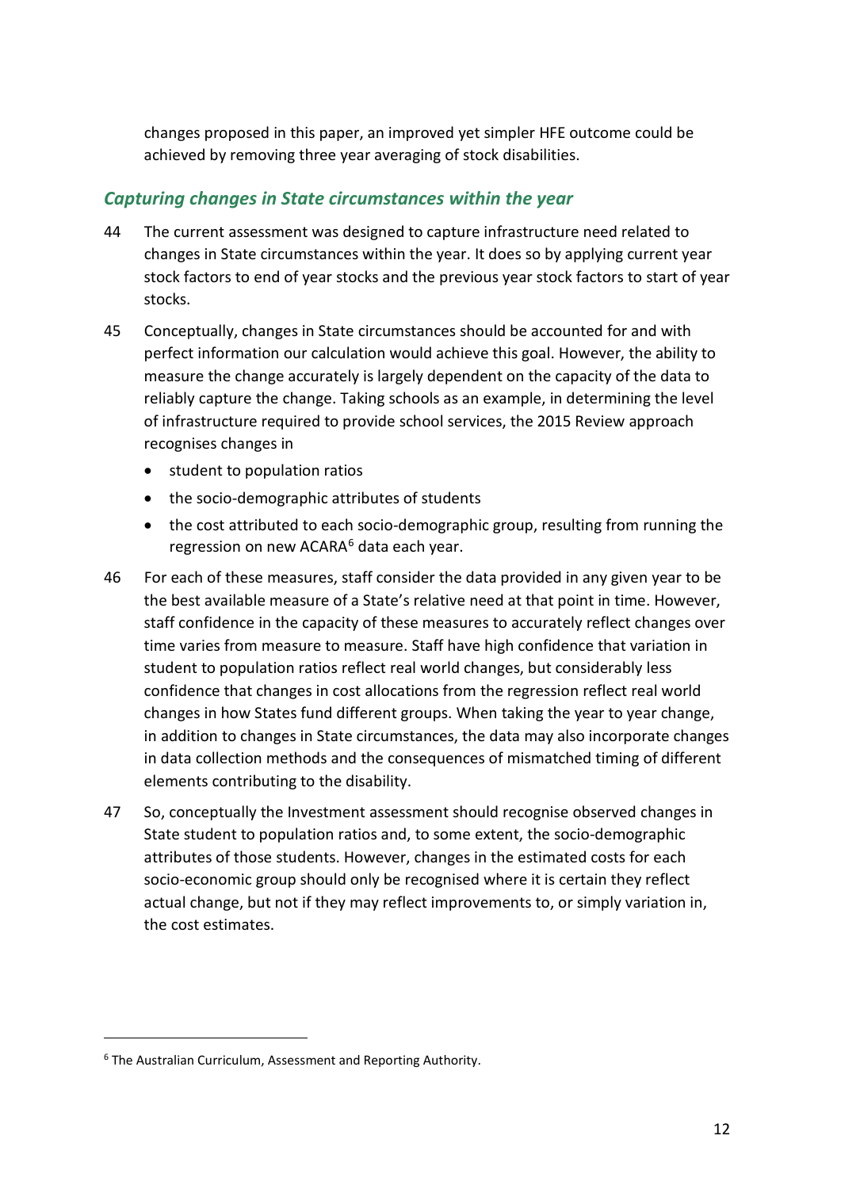changes proposed in this paper, an improved yet simpler HFE outcome could be achieved by removing three year averaging of stock disabilities.

### *Capturing changes in State circumstances within the year*

44 The current assessment was designed to capture infrastructure need related to changes in State circumstances within the year. It does so by applying current year stock factors to end of year stocks and the previous year stock factors to start of year stocks.

45 Conceptually, changes in State circumstances should be accounted for and with perfect information our calculation would achieve this goal. However, the ability to measure the change accurately is largely dependent on the capacity of the data to reliably capture the change. Taking schools as an example, in determining the level of infrastructure required to provide school services, the 2015 Review approach recognises changes in

- student to population ratios
- the socio-demographic attributes of students
- the cost attributed to each socio-demographic group, resulting from running the regression on new ACARA[6] data each year.

46 For each of these measures, staff consider the data provided in any given year to be the best available measure of a State's relative need at that point in time. However, staff confidence in the capacity of these measures to accurately reflect changes over time varies from measure to measure. Staff have high confidence that variation in student to population ratios reflect real world changes, but considerably less confidence that changes in cost allocations from the regression reflect real world changes in how States fund different groups. When taking the year to year change, in addition to changes in State circumstances, the data may also incorporate changes in data collection methods and the consequences of mismatched timing of different elements contributing to the disability.

47 So, conceptually the Investment assessment should recognise observed changes in State student to population ratios and, to some extent, the socio-demographic attributes of those students. However, changes in the estimated costs for each socio-economic group should only be recognised where it is certain they reflect actual change, but not if they may reflect improvements to, or simply variation in, the cost estimates.

[6] The Australian Curriculum, Assessment and Reporting Authority.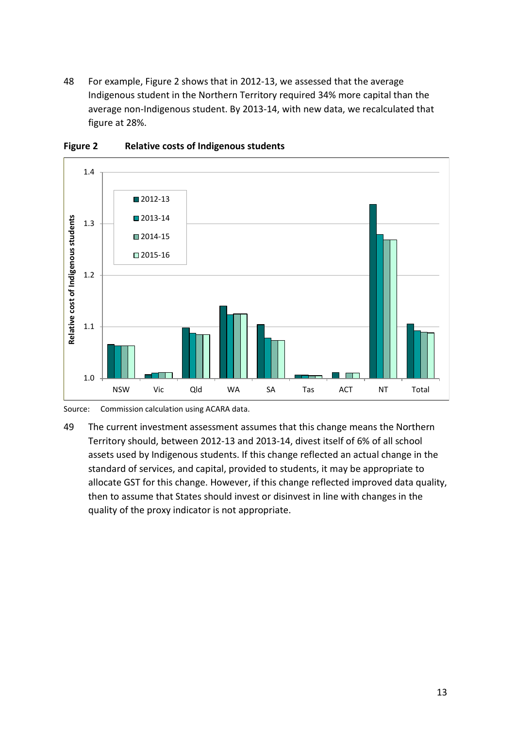48 For example, Figure 2 shows that in 2012-13, we assessed that the average Indigenous student in the Northern Territory required 34% more capital than the average non-Indigenous student. By 2013-14, with new data, we recalculated that figure at 28%.

**Figure 2 Relative costs of Indigenous students**

Relative cost of Indigenous students

1.4
1.3
1.2
1.1
1.0

2012-13
2013-14
2014-15
2015-16

NSW Vic Qld WA SA Tas ACT NT Total

Source: Commission calculation using ACARA data.

49 The current investment assessment assumes that this change means the Northern Territory should, between 2012-13 and 2013-14, divest itself of 6% of all school assets used by Indigenous students. If this change reflected an actual change in the standard of services, and capital, provided to students, it may be appropriate to allocate GST for this change. However, if this change reflected improved data quality, then to assume that States should invest or disinvest in line with changes in the quality of the proxy indicator is not appropriate.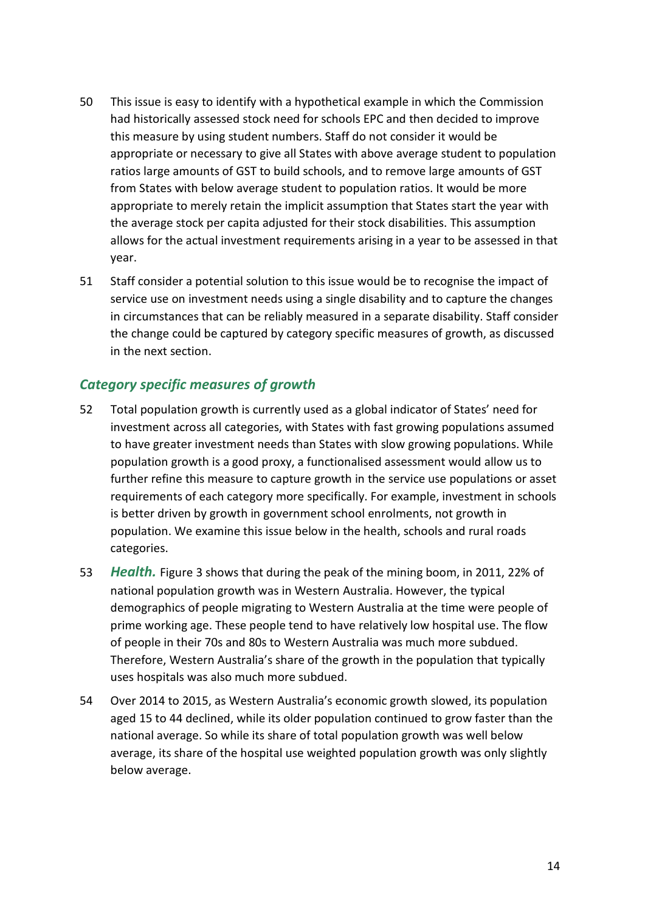50 This issue is easy to identify with a hypothetical example in which the Commission had historically assessed stock need for schools EPC and then decided to improve this measure by using student numbers. Staff do not consider it would be appropriate or necessary to give all States with above average student to population ratios large amounts of GST to build schools, and to remove large amounts of GST from States with below average student to population ratios. It would be more appropriate to merely retain the implicit assumption that States start the year with the average stock per capita adjusted for their stock disabilities. This assumption allows for the actual investment requirements arising in a year to be assessed in that year.

51 Staff consider a potential solution to this issue would be to recognise the impact of service use on investment needs using a single disability and to capture the changes in circumstances that can be reliably measured in a separate disability. Staff consider the change could be captured by category specific measures of growth, as discussed in the next section.

### *Category specific measures of growth*

52 Total population growth is currently used as a global indicator of States' need for investment across all categories, with States with fast growing populations assumed to have greater investment needs than States with slow growing populations. While population growth is a good proxy, a functionalised assessment would allow us to further refine this measure to capture growth in the service use populations or asset requirements of each category more specifically. For example, investment in schools is better driven by growth in government school enrolments, not growth in population. We examine this issue below in the health, schools and rural roads categories.

53 ***Health.*** Figure 3 shows that during the peak of the mining boom, in 2011, 22% of national population growth was in Western Australia. However, the typical demographics of people migrating to Western Australia at the time were people of prime working age. These people tend to have relatively low hospital use. The flow of people in their 70s and 80s to Western Australia was much more subdued. Therefore, Western Australia's share of the growth in the population that typically uses hospitals was also much more subdued.

54 Over 2014 to 2015, as Western Australia's economic growth slowed, its population aged 15 to 44 declined, while its older population continued to grow faster than the national average. So while its share of total population growth was well below average, its share of the hospital use weighted population growth was only slightly below average.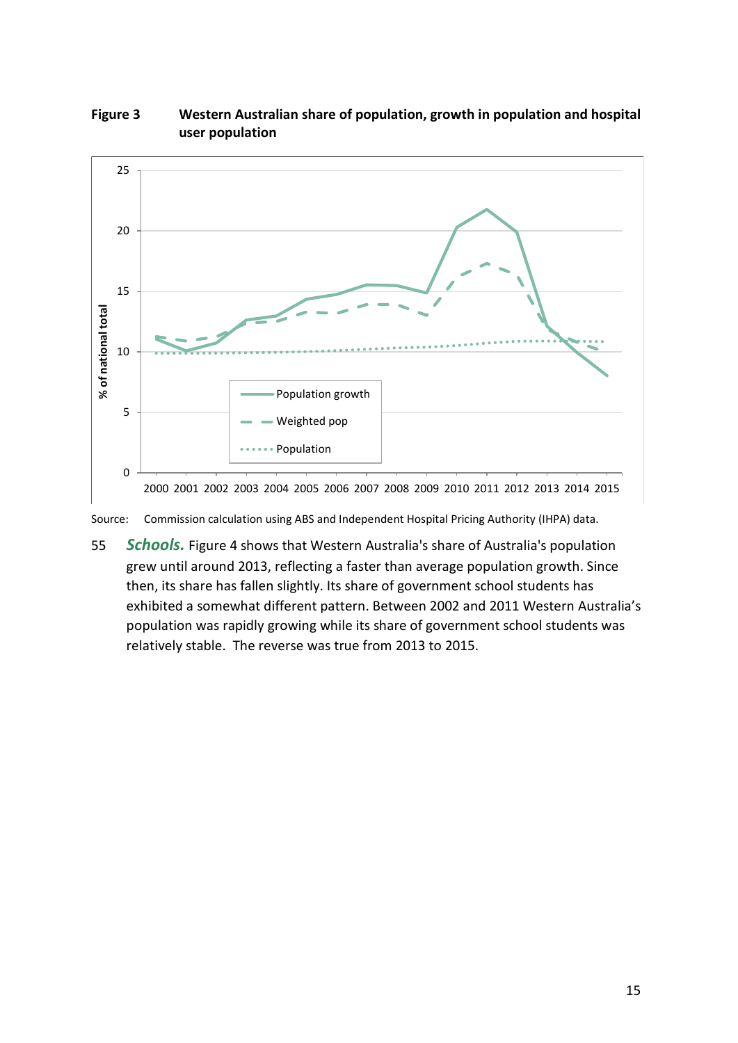**Figure 3 Western Australian share of population, growth in population and hospital user population**

% of national total

25
20
15
10
5
0

2000 2001 2002 2003 2004 2005 2006 2007 2008 2009 2010 2011 2012 2013 2014 2015

Population growth
Weighted pop
Population

Source: Commission calculation using ABS and Independent Hospital Pricing Authority (IHPA) data.

55 ***Schools.*** Figure 4 shows that Western Australia's share of Australia's population grew until around 2013, reflecting a faster than average population growth. Since then, its share has fallen slightly. Its share of government school students has exhibited a somewhat different pattern. Between 2002 and 2011 Western Australia's population was rapidly growing while its share of government school students was relatively stable. The reverse was true from 2013 to 2015.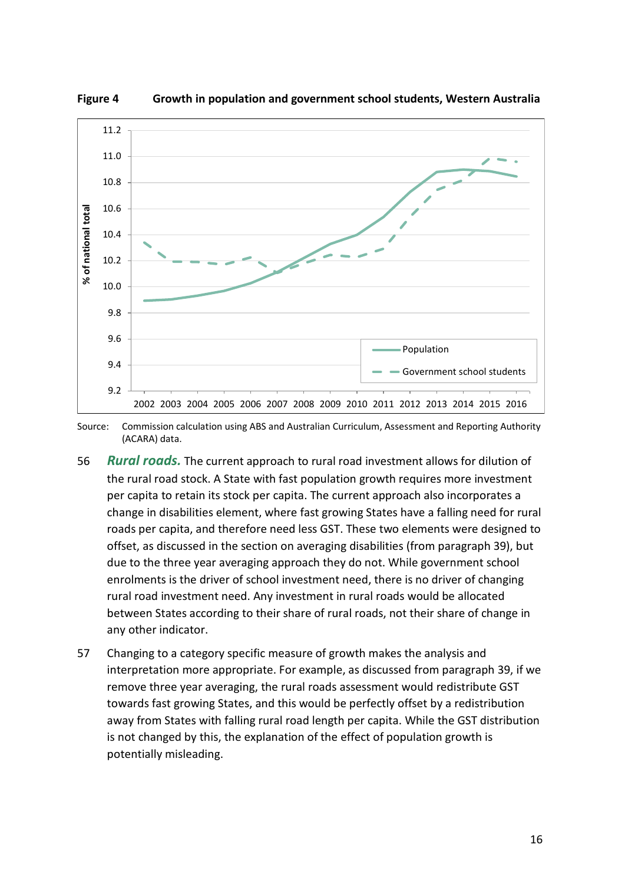**Figure 4 Growth in population and government school students, Western Australia**

% of national total

11.2
11.0
10.8
10.6
10.4
10.2
10.0
9.8
9.6
9.4
9.2

2002 2003 2004 2005 2006 2007 2008 2009 2010 2011 2012 2013 2014 2015 2016

Population

Government school students

Source: Commission calculation using ABS and Australian Curriculum, Assessment and Reporting Authority (ACARA) data.

56 ***Rural roads.*** The current approach to rural road investment allows for dilution of the rural road stock. A State with fast population growth requires more investment per capita to retain its stock per capita. The current approach also incorporates a change in disabilities element, where fast growing States have a falling need for rural roads per capita, and therefore need less GST. These two elements were designed to offset, as discussed in the section on averaging disabilities (from paragraph 39), but due to the three year averaging approach they do not. While government school enrolments is the driver of school investment need, there is no driver of changing rural road investment need. Any investment in rural roads would be allocated between States according to their share of rural roads, not their share of change in any other indicator.

57 Changing to a category specific measure of growth makes the analysis and interpretation more appropriate. For example, as discussed from paragraph 39, if we remove three year averaging, the rural roads assessment would redistribute GST towards fast growing States, and this would be perfectly offset by a redistribution away from States with falling rural road length per capita. While the GST distribution is not changed by this, the explanation of the effect of population growth is potentially misleading.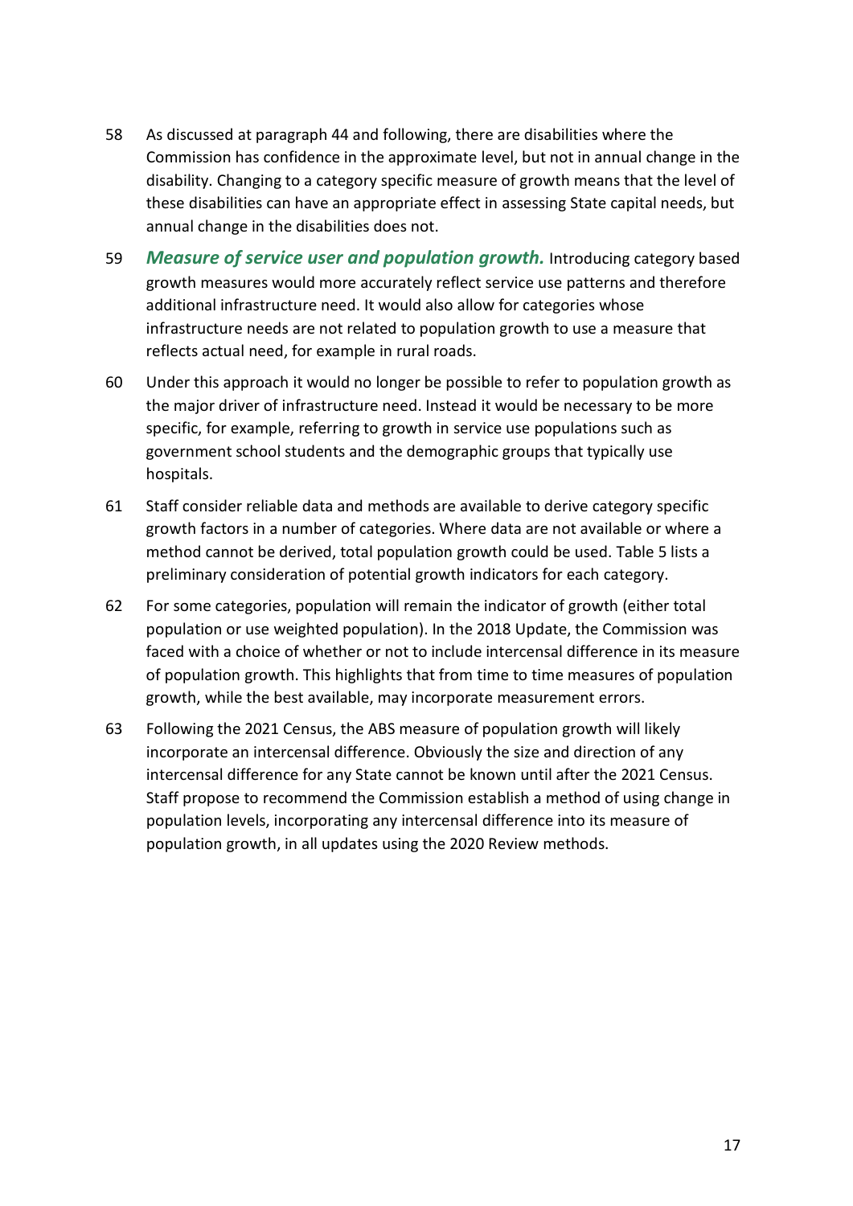58 As discussed at paragraph 44 and following, there are disabilities where the Commission has confidence in the approximate level, but not in annual change in the disability. Changing to a category specific measure of growth means that the level of these disabilities can have an appropriate effect in assessing State capital needs, but annual change in the disabilities does not.

59 ***Measure of service user and population growth.*** Introducing category based growth measures would more accurately reflect service use patterns and therefore additional infrastructure need. It would also allow for categories whose infrastructure needs are not related to population growth to use a measure that reflects actual need, for example in rural roads.

60 Under this approach it would no longer be possible to refer to population growth as the major driver of infrastructure need. Instead it would be necessary to be more specific, for example, referring to growth in service use populations such as government school students and the demographic groups that typically use hospitals.

61 Staff consider reliable data and methods are available to derive category specific growth factors in a number of categories. Where data are not available or where a method cannot be derived, total population growth could be used. Table 5 lists a preliminary consideration of potential growth indicators for each category.

62 For some categories, population will remain the indicator of growth (either total population or use weighted population). In the 2018 Update, the Commission was faced with a choice of whether or not to include intercensal difference in its measure of population growth. This highlights that from time to time measures of population growth, while the best available, may incorporate measurement errors.

63 Following the 2021 Census, the ABS measure of population growth will likely incorporate an intercensal difference. Obviously the size and direction of any intercensal difference for any State cannot be known until after the 2021 Census. Staff propose to recommend the Commission establish a method of using change in population levels, incorporating any intercensal difference into its measure of population growth, in all updates using the 2020 Review methods.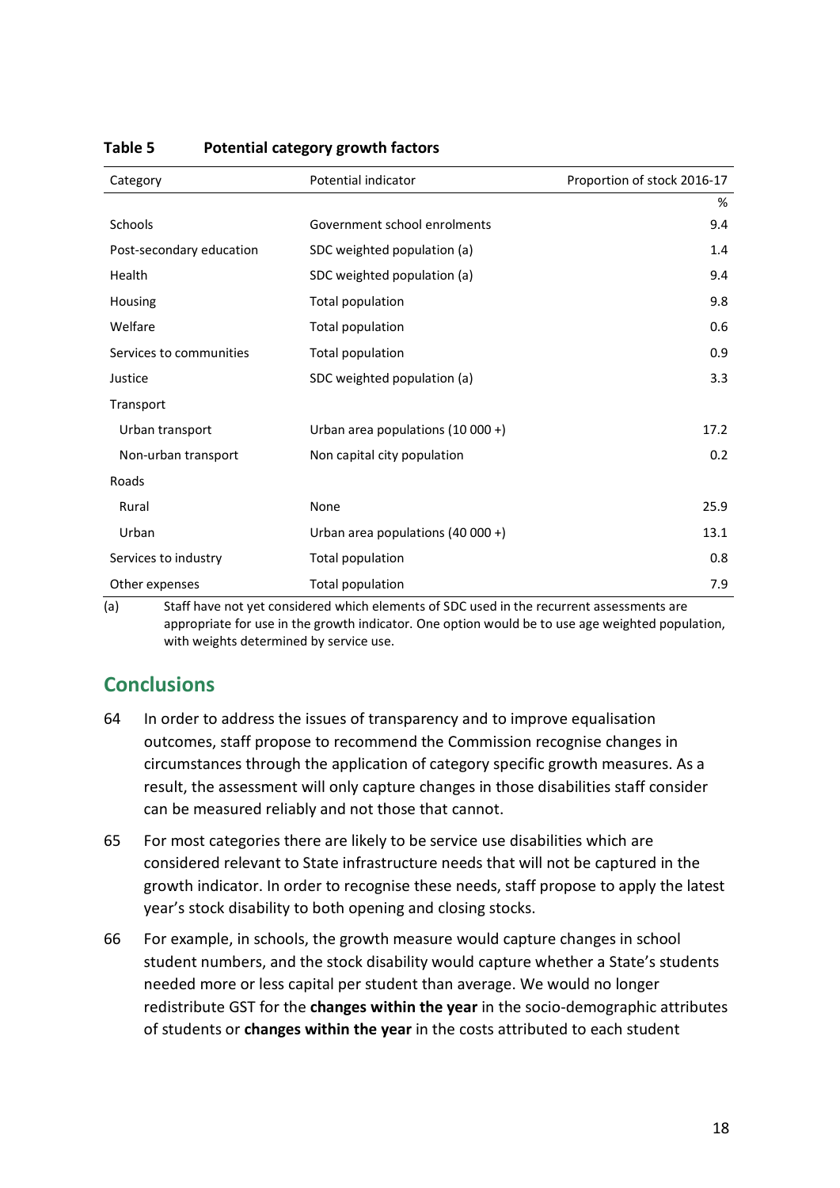**Table 5 Potential category growth factors**

| Category | Potential indicator | Proportion of stock 2016-17 |
|---|---|---|
| | | % |
| Schools | Government school enrolments | 9.4 |
| Post-secondary education | SDC weighted population (a) | 1.4 |
| Health | SDC weighted population (a) | 9.4 |
| Housing | Total population | 9.8 |
| Welfare | Total population | 0.6 |
| Services to communities | Total population | 0.9 |
| Justice | SDC weighted population (a) | 3.3 |
| Transport | | |
| Urban transport | Urban area populations (10 000 +) | 17.2 |
| Non-urban transport | Non capital city population | 0.2 |
| Roads | | |
| Rural | None | 25.9 |
| Urban | Urban area populations (40 000 +) | 13.1 |
| Services to industry | Total population | 0.8 |
| Other expenses | Total population | 7.9 |

(a) Staff have not yet considered which elements of SDC used in the recurrent assessments are appropriate for use in the growth indicator. One option would be to use age weighted population, with weights determined by service use.

## Conclusions

64 In order to address the issues of transparency and to improve equalisation outcomes, staff propose to recommend the Commission recognise changes in circumstances through the application of category specific growth measures. As a result, the assessment will only capture changes in those disabilities staff consider can be measured reliably and not those that cannot.

65 For most categories there are likely to be service use disabilities which are considered relevant to State infrastructure needs that will not be captured in the growth indicator. In order to recognise these needs, staff propose to apply the latest year's stock disability to both opening and closing stocks.

66 For example, in schools, the growth measure would capture changes in school student numbers, and the stock disability would capture whether a State's students needed more or less capital per student than average. We would no longer redistribute GST for the **changes within the year** in the socio-demographic attributes of students or **changes within the year** in the costs attributed to each student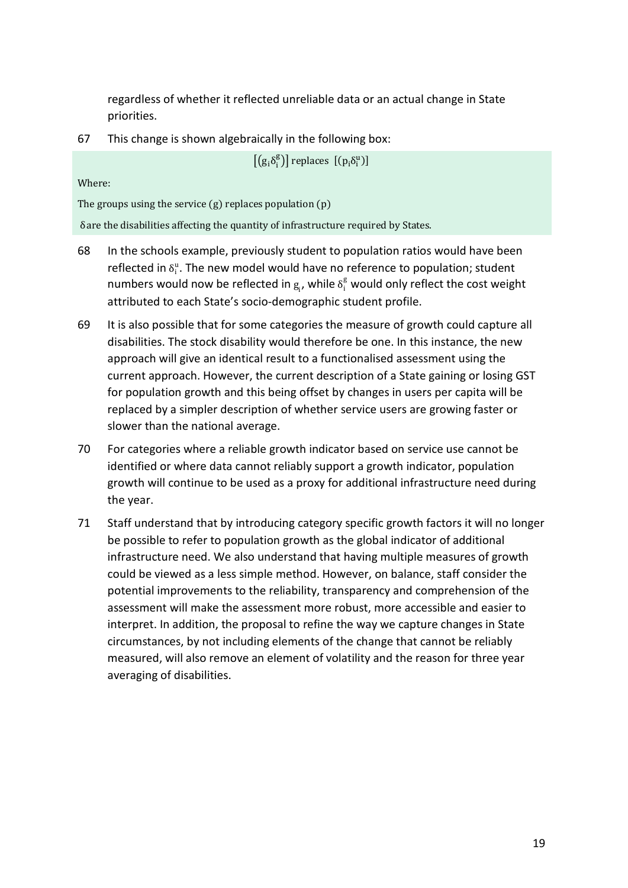regardless of whether it reflected unreliable data or an actual change in State priorities.

67 This change is shown algebraically in the following box:

$$\left[\left(g_i\delta_i^g\right)\right] \text{ replaces } \left[\left(p_i\delta_i^u\right)\right]$$

Where:

The groups using the service (g) replaces population (p)

$\delta$ are the disabilities affecting the quantity of infrastructure required by States.

68 In the schools example, previously student to population ratios would have been reflected in $\delta_i^u$. The new model would have no reference to population; student numbers would now be reflected in $g_i$, while $\delta_i^g$ would only reflect the cost weight attributed to each State's socio-demographic student profile.

69 It is also possible that for some categories the measure of growth could capture all disabilities. The stock disability would therefore be one. In this instance, the new approach will give an identical result to a functionalised assessment using the current approach. However, the current description of a State gaining or losing GST for population growth and this being offset by changes in users per capita will be replaced by a simpler description of whether service users are growing faster or slower than the national average.

70 For categories where a reliable growth indicator based on service use cannot be identified or where data cannot reliably support a growth indicator, population growth will continue to be used as a proxy for additional infrastructure need during the year.

71 Staff understand that by introducing category specific growth factors it will no longer be possible to refer to population growth as the global indicator of additional infrastructure need. We also understand that having multiple measures of growth could be viewed as a less simple method. However, on balance, staff consider the potential improvements to the reliability, transparency and comprehension of the assessment will make the assessment more robust, more accessible and easier to interpret. In addition, the proposal to refine the way we capture changes in State circumstances, by not including elements of the change that cannot be reliably measured, will also remove an element of volatility and the reason for three year averaging of disabilities.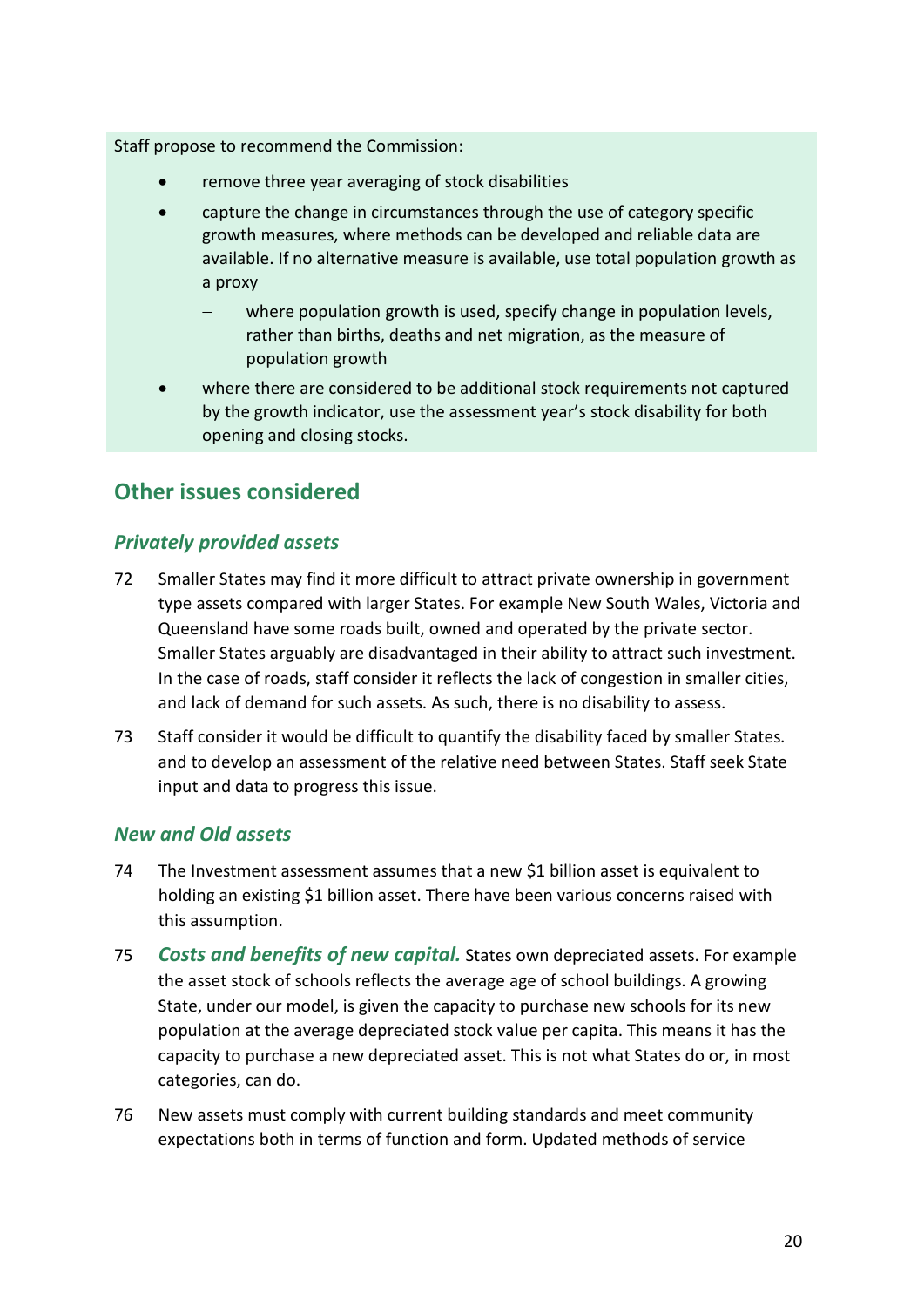Staff propose to recommend the Commission:

- remove three year averaging of stock disabilities
- capture the change in circumstances through the use of category specific growth measures, where methods can be developed and reliable data are available. If no alternative measure is available, use total population growth as a proxy
  - where population growth is used, specify change in population levels, rather than births, deaths and net migration, as the measure of population growth
- where there are considered to be additional stock requirements not captured by the growth indicator, use the assessment year's stock disability for both opening and closing stocks.

## Other issues considered

### *Privately provided assets*

72 Smaller States may find it more difficult to attract private ownership in government type assets compared with larger States. For example New South Wales, Victoria and Queensland have some roads built, owned and operated by the private sector. Smaller States arguably are disadvantaged in their ability to attract such investment. In the case of roads, staff consider it reflects the lack of congestion in smaller cities, and lack of demand for such assets. As such, there is no disability to assess.

73 Staff consider it would be difficult to quantify the disability faced by smaller States. and to develop an assessment of the relative need between States. Staff seek State input and data to progress this issue.

### *New and Old assets*

74 The Investment assessment assumes that a new $1 billion asset is equivalent to holding an existing $1 billion asset. There have been various concerns raised with this assumption.

75 ***Costs and benefits of new capital.*** States own depreciated assets. For example the asset stock of schools reflects the average age of school buildings. A growing State, under our model, is given the capacity to purchase new schools for its new population at the average depreciated stock value per capita. This means it has the capacity to purchase a new depreciated asset. This is not what States do or, in most categories, can do.

76 New assets must comply with current building standards and meet community expectations both in terms of function and form. Updated methods of service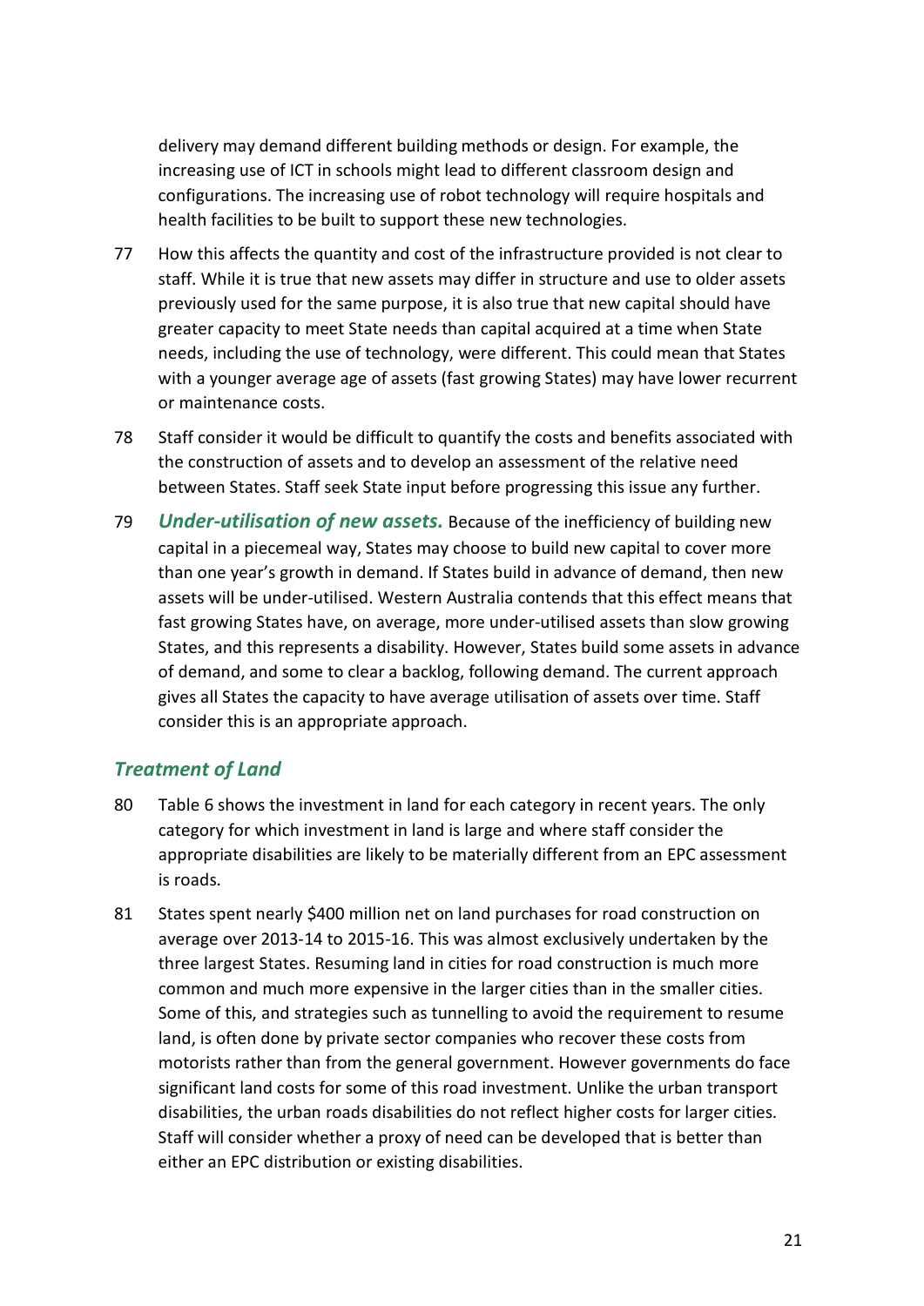delivery may demand different building methods or design. For example, the increasing use of ICT in schools might lead to different classroom design and configurations. The increasing use of robot technology will require hospitals and health facilities to be built to support these new technologies.

77 How this affects the quantity and cost of the infrastructure provided is not clear to staff. While it is true that new assets may differ in structure and use to older assets previously used for the same purpose, it is also true that new capital should have greater capacity to meet State needs than capital acquired at a time when State needs, including the use of technology, were different. This could mean that States with a younger average age of assets (fast growing States) may have lower recurrent or maintenance costs.

78 Staff consider it would be difficult to quantify the costs and benefits associated with the construction of assets and to develop an assessment of the relative need between States. Staff seek State input before progressing this issue any further.

79 ***Under-utilisation of new assets.*** Because of the inefficiency of building new capital in a piecemeal way, States may choose to build new capital to cover more than one year's growth in demand. If States build in advance of demand, then new assets will be under-utilised. Western Australia contends that this effect means that fast growing States have, on average, more under-utilised assets than slow growing States, and this represents a disability. However, States build some assets in advance of demand, and some to clear a backlog, following demand. The current approach gives all States the capacity to have average utilisation of assets over time. Staff consider this is an appropriate approach.

## *Treatment of Land*

80 Table 6 shows the investment in land for each category in recent years. The only category for which investment in land is large and where staff consider the appropriate disabilities are likely to be materially different from an EPC assessment is roads.

81 States spent nearly $400 million net on land purchases for road construction on average over 2013-14 to 2015-16. This was almost exclusively undertaken by the three largest States. Resuming land in cities for road construction is much more common and much more expensive in the larger cities than in the smaller cities. Some of this, and strategies such as tunnelling to avoid the requirement to resume land, is often done by private sector companies who recover these costs from motorists rather than from the general government. However governments do face significant land costs for some of this road investment. Unlike the urban transport disabilities, the urban roads disabilities do not reflect higher costs for larger cities. Staff will consider whether a proxy of need can be developed that is better than either an EPC distribution or existing disabilities.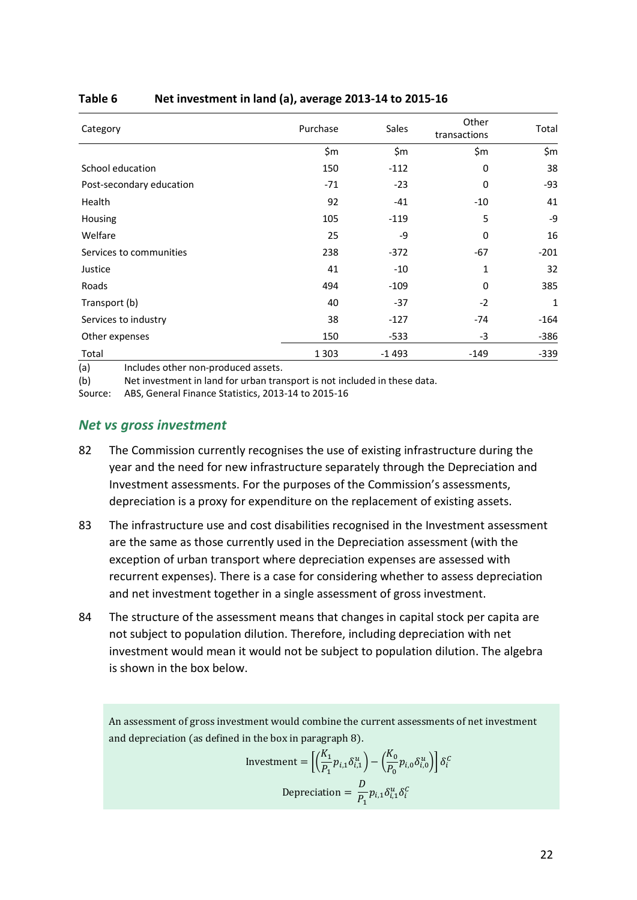**Table 6 Net investment in land (a), average 2013-14 to 2015-16**

| Category | Purchase | Sales | Other transactions | Total |
|---|---|---|---|---|
| | $m | $m | $m | $m |
| School education | 150 | -112 | 0 | 38 |
| Post-secondary education | -71 | -23 | 0 | -93 |
| Health | 92 | -41 | -10 | 41 |
| Housing | 105 | -119 | 5 | -9 |
| Welfare | 25 | -9 | 0 | 16 |
| Services to communities | 238 | -372 | -67 | -201 |
| Justice | 41 | -10 | 1 | 32 |
| Roads | 494 | -109 | 0 | 385 |
| Transport (b) | 40 | -37 | -2 | 1 |
| Services to industry | 38 | -127 | -74 | -164 |
| Other expenses | 150 | -533 | -3 | -386 |
| Total | 1 303 | -1 493 | -149 | -339 |

(a) Includes other non-produced assets.
(b) Net investment in land for urban transport is not included in these data.
Source: ABS, General Finance Statistics, 2013-14 to 2015-16

### *Net vs gross investment*

82 The Commission currently recognises the use of existing infrastructure during the year and the need for new infrastructure separately through the Depreciation and Investment assessments. For the purposes of the Commission's assessments, depreciation is a proxy for expenditure on the replacement of existing assets.

83 The infrastructure use and cost disabilities recognised in the Investment assessment are the same as those currently used in the Depreciation assessment (with the exception of urban transport where depreciation expenses are assessed with recurrent expenses). There is a case for considering whether to assess depreciation and net investment together in a single assessment of gross investment.

84 The structure of the assessment means that changes in capital stock per capita are not subject to population dilution. Therefore, including depreciation with net investment would mean it would not be subject to population dilution. The algebra is shown in the box below.

An assessment of gross investment would combine the current assessments of net investment and depreciation (as defined in the box in paragraph 8).

$$\text{Investment} = \left[\left(\frac{K_1}{P_1} p_{i,1} \delta_{i,1}^{u}\right) - \left(\frac{K_0}{P_0} p_{i,0} \delta_{i,0}^{u}\right)\right] \delta_i^{C}$$

$$\text{Depreciation} = \frac{D}{P_1} p_{i,1} \delta_{i,1}^{u} \delta_i^{C}$$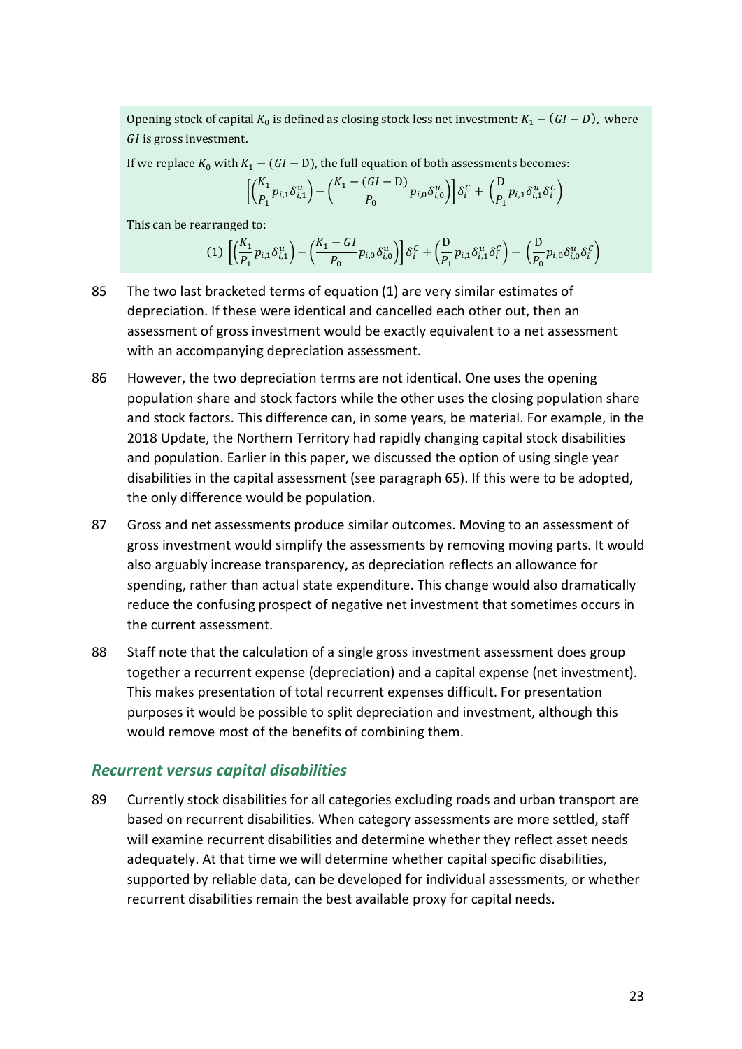Opening stock of capital $K_0$ is defined as closing stock less net investment: $K_1 - (GI - D)$, where $GI$ is gross investment.

If we replace $K_0$ with $K_1 - (GI - \mathrm{D})$, the full equation of both assessments becomes:

$$\left[\left(\frac{K_1}{P_1}p_{i,1}\delta_{i,1}^{u}\right) - \left(\frac{K_1 - (GI - \mathrm{D})}{P_0}p_{i,0}\delta_{i,0}^{u}\right)\right]\delta_i^{c} + \left(\frac{\mathrm{D}}{P_1}p_{i,1}\delta_{i,1}^{u}\delta_i^{c}\right)$$

This can be rearranged to:

$$(1)\ \left[\left(\frac{K_1}{P_1}p_{i,1}\delta_{i,1}^{u}\right) - \left(\frac{K_1 - GI}{P_0}p_{i,0}\delta_{i,0}^{u}\right)\right]\delta_i^{c} + \left(\frac{\mathrm{D}}{P_1}p_{i,1}\delta_{i,1}^{u}\delta_i^{c}\right) - \left(\frac{\mathrm{D}}{P_0}p_{i,0}\delta_{i,0}^{u}\delta_i^{c}\right)$$

85 The two last bracketed terms of equation (1) are very similar estimates of depreciation. If these were identical and cancelled each other out, then an assessment of gross investment would be exactly equivalent to a net assessment with an accompanying depreciation assessment.

86 However, the two depreciation terms are not identical. One uses the opening population share and stock factors while the other uses the closing population share and stock factors. This difference can, in some years, be material. For example, in the 2018 Update, the Northern Territory had rapidly changing capital stock disabilities and population. Earlier in this paper, we discussed the option of using single year disabilities in the capital assessment (see paragraph 65). If this were to be adopted, the only difference would be population.

87 Gross and net assessments produce similar outcomes. Moving to an assessment of gross investment would simplify the assessments by removing moving parts. It would also arguably increase transparency, as depreciation reflects an allowance for spending, rather than actual state expenditure. This change would also dramatically reduce the confusing prospect of negative net investment that sometimes occurs in the current assessment.

88 Staff note that the calculation of a single gross investment assessment does group together a recurrent expense (depreciation) and a capital expense (net investment). This makes presentation of total recurrent expenses difficult. For presentation purposes it would be possible to split depreciation and investment, although this would remove most of the benefits of combining them.

### *Recurrent versus capital disabilities*

89 Currently stock disabilities for all categories excluding roads and urban transport are based on recurrent disabilities. When category assessments are more settled, staff will examine recurrent disabilities and determine whether they reflect asset needs adequately. At that time we will determine whether capital specific disabilities, supported by reliable data, can be developed for individual assessments, or whether recurrent disabilities remain the best available proxy for capital needs.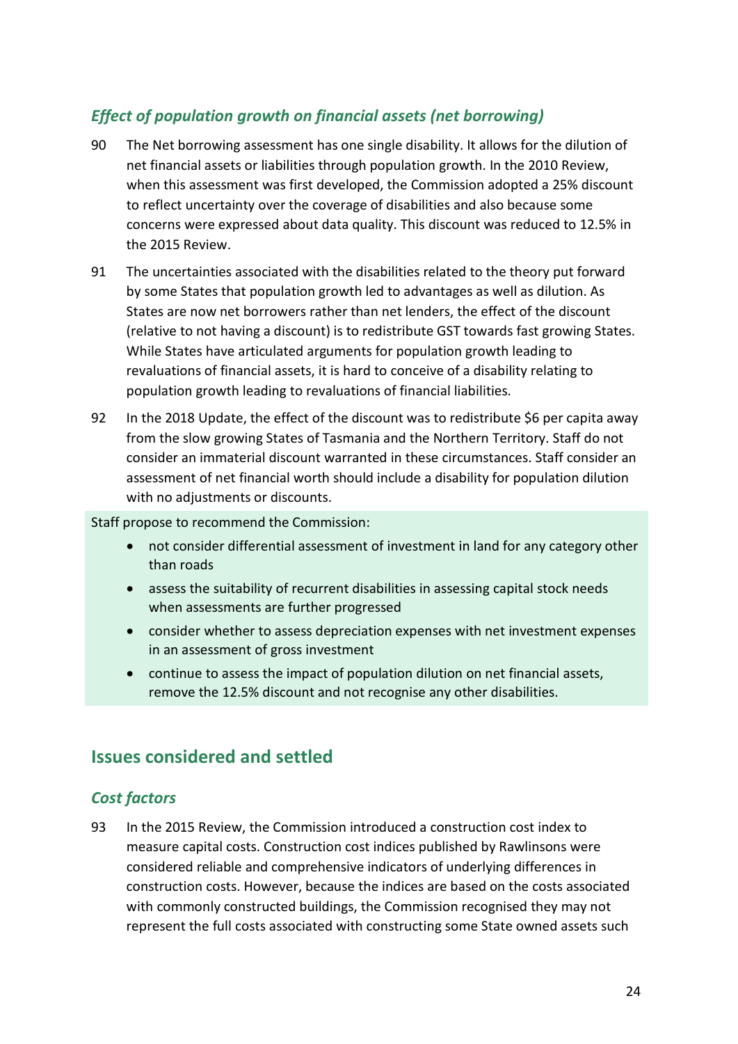### *Effect of population growth on financial assets (net borrowing)*

90 The Net borrowing assessment has one single disability. It allows for the dilution of net financial assets or liabilities through population growth. In the 2010 Review, when this assessment was first developed, the Commission adopted a 25% discount to reflect uncertainty over the coverage of disabilities and also because some concerns were expressed about data quality. This discount was reduced to 12.5% in the 2015 Review.

91 The uncertainties associated with the disabilities related to the theory put forward by some States that population growth led to advantages as well as dilution. As States are now net borrowers rather than net lenders, the effect of the discount (relative to not having a discount) is to redistribute GST towards fast growing States. While States have articulated arguments for population growth leading to revaluations of financial assets, it is hard to conceive of a disability relating to population growth leading to revaluations of financial liabilities.

92 In the 2018 Update, the effect of the discount was to redistribute $6 per capita away from the slow growing States of Tasmania and the Northern Territory. Staff do not consider an immaterial discount warranted in these circumstances. Staff consider an assessment of net financial worth should include a disability for population dilution with no adjustments or discounts.

Staff propose to recommend the Commission:

- not consider differential assessment of investment in land for any category other than roads
- assess the suitability of recurrent disabilities in assessing capital stock needs when assessments are further progressed
- consider whether to assess depreciation expenses with net investment expenses in an assessment of gross investment
- continue to assess the impact of population dilution on net financial assets, remove the 12.5% discount and not recognise any other disabilities.

## Issues considered and settled

### *Cost factors*

93 In the 2015 Review, the Commission introduced a construction cost index to measure capital costs. Construction cost indices published by Rawlinsons were considered reliable and comprehensive indicators of underlying differences in construction costs. However, because the indices are based on the costs associated with commonly constructed buildings, the Commission recognised they may not represent the full costs associated with constructing some State owned assets such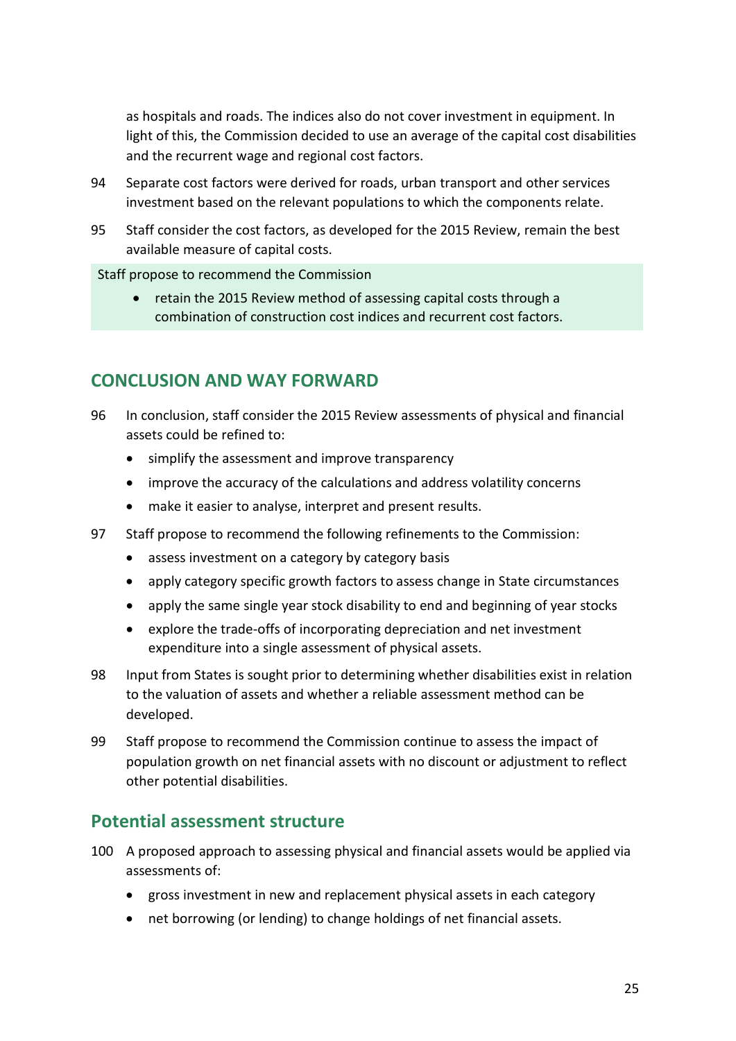as hospitals and roads. The indices also do not cover investment in equipment. In light of this, the Commission decided to use an average of the capital cost disabilities and the recurrent wage and regional cost factors.

94 Separate cost factors were derived for roads, urban transport and other services investment based on the relevant populations to which the components relate.

95 Staff consider the cost factors, as developed for the 2015 Review, remain the best available measure of capital costs.

Staff propose to recommend the Commission

- retain the 2015 Review method of assessing capital costs through a combination of construction cost indices and recurrent cost factors.

## CONCLUSION AND WAY FORWARD

96 In conclusion, staff consider the 2015 Review assessments of physical and financial assets could be refined to:

- simplify the assessment and improve transparency
- improve the accuracy of the calculations and address volatility concerns
- make it easier to analyse, interpret and present results.

97 Staff propose to recommend the following refinements to the Commission:

- assess investment on a category by category basis
- apply category specific growth factors to assess change in State circumstances
- apply the same single year stock disability to end and beginning of year stocks
- explore the trade-offs of incorporating depreciation and net investment expenditure into a single assessment of physical assets.

98 Input from States is sought prior to determining whether disabilities exist in relation to the valuation of assets and whether a reliable assessment method can be developed.

99 Staff propose to recommend the Commission continue to assess the impact of population growth on net financial assets with no discount or adjustment to reflect other potential disabilities.

### Potential assessment structure

100 A proposed approach to assessing physical and financial assets would be applied via assessments of:

- gross investment in new and replacement physical assets in each category
- net borrowing (or lending) to change holdings of net financial assets.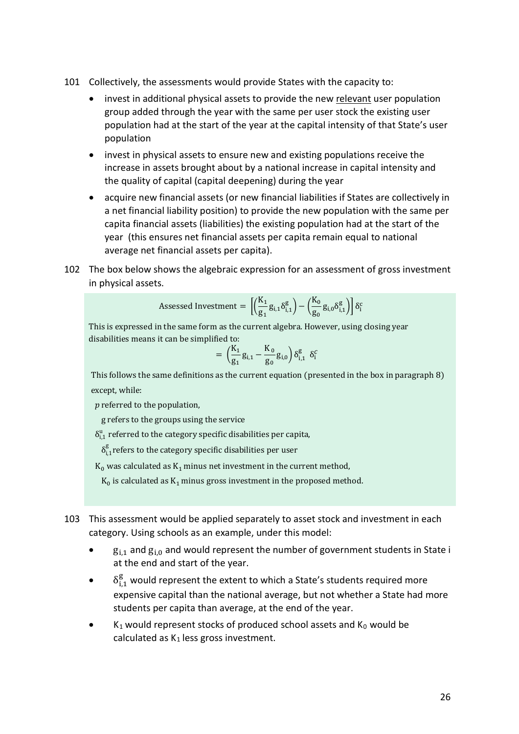101 Collectively, the assessments would provide States with the capacity to:

- invest in additional physical assets to provide the new relevant user population group added through the year with the same per user stock the existing user population had at the start of the year at the capital intensity of that State's user population
- invest in physical assets to ensure new and existing populations receive the increase in assets brought about by a national increase in capital intensity and the quality of capital (capital deepening) during the year
- acquire new financial assets (or new financial liabilities if States are collectively in a net financial liability position) to provide the new population with the same per capita financial assets (liabilities) the existing population had at the start of the year (this ensures net financial assets per capita remain equal to national average net financial assets per capita).

102 The box below shows the algebraic expression for an assessment of gross investment in physical assets.

$$\text{Assessed Investment} = \left[\left(\frac{K_1}{g_1} g_{i,1} \delta^g_{i,1}\right) - \left(\frac{K_0}{g_0} g_{i,0} \delta^g_{i,1}\right)\right] \delta^c_i$$

This is expressed in the same form as the current algebra. However, using closing year disabilities means it can be simplified to:

$$= \left(\frac{K_1}{g_1} g_{i,1} - \frac{K_0}{g_0} g_{i,0}\right) \delta^g_{i,1} \ \delta^c_i$$

This follows the same definitions as the current equation (presented in the box in paragraph 8) except, while:

*p* referred to the population,

g refers to the groups using the service

$\delta^u_{i,1}$ referred to the category specific disabilities per capita,

$\delta^g_{i,1}$ refers to the category specific disabilities per user

$K_0$ was calculated as $K_1$ minus net investment in the current method,

$K_0$ is calculated as $K_1$ minus gross investment in the proposed method.

103 This assessment would be applied separately to asset stock and investment in each category. Using schools as an example, under this model:

- $g_{i,1}$ and $g_{i,0}$ and would represent the number of government students in State i at the end and start of the year.
- $\delta^g_{i,1}$ would represent the extent to which a State's students required more expensive capital than the national average, but not whether a State had more students per capita than average, at the end of the year.
- $K_1$ would represent stocks of produced school assets and $K_0$ would be calculated as $K_1$ less gross investment.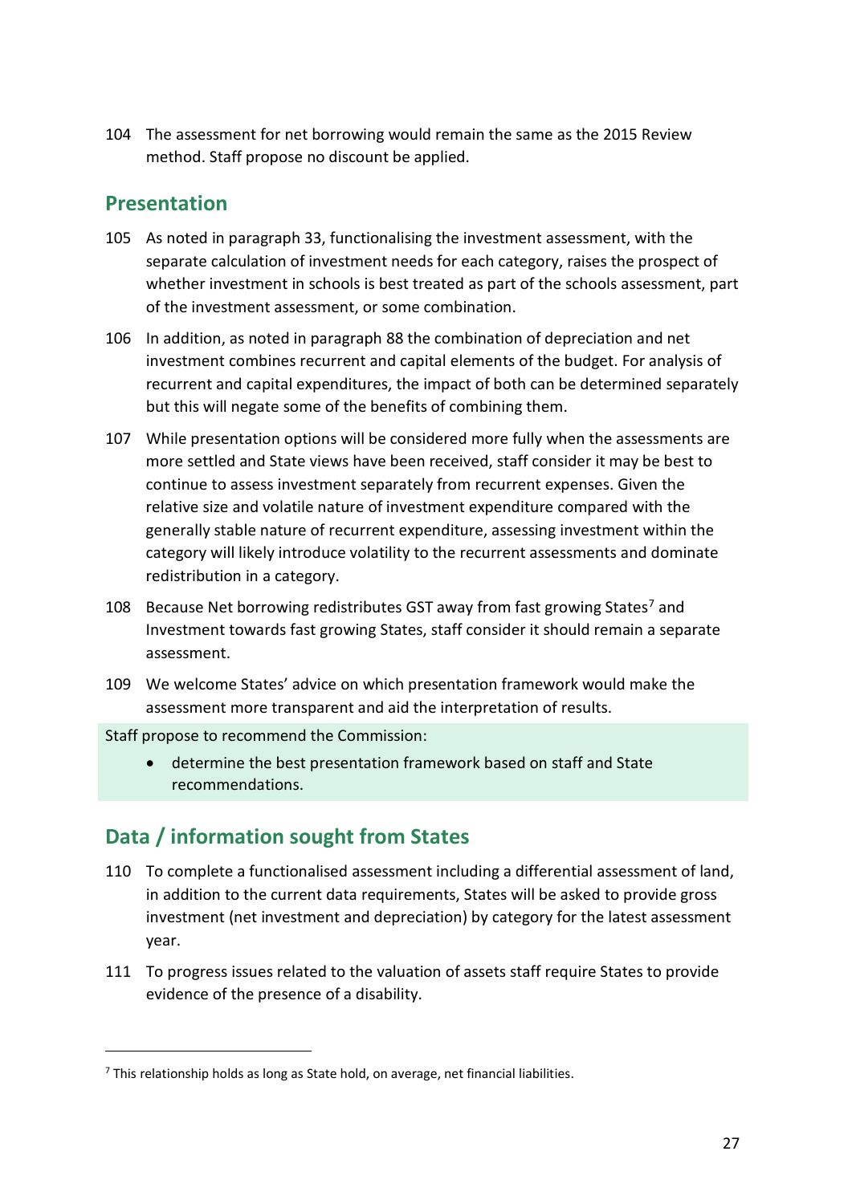104 The assessment for net borrowing would remain the same as the 2015 Review method. Staff propose no discount be applied.

## Presentation

105 As noted in paragraph 33, functionalising the investment assessment, with the separate calculation of investment needs for each category, raises the prospect of whether investment in schools is best treated as part of the schools assessment, part of the investment assessment, or some combination.

106 In addition, as noted in paragraph 88 the combination of depreciation and net investment combines recurrent and capital elements of the budget. For analysis of recurrent and capital expenditures, the impact of both can be determined separately but this will negate some of the benefits of combining them.

107 While presentation options will be considered more fully when the assessments are more settled and State views have been received, staff consider it may be best to continue to assess investment separately from recurrent expenses. Given the relative size and volatile nature of investment expenditure compared with the generally stable nature of recurrent expenditure, assessing investment within the category will likely introduce volatility to the recurrent assessments and dominate redistribution in a category.

108 Because Net borrowing redistributes GST away from fast growing States[7] and Investment towards fast growing States, staff consider it should remain a separate assessment.

109 We welcome States' advice on which presentation framework would make the assessment more transparent and aid the interpretation of results.

Staff propose to recommend the Commission:

- determine the best presentation framework based on staff and State recommendations.

## Data / information sought from States

110 To complete a functionalised assessment including a differential assessment of land, in addition to the current data requirements, States will be asked to provide gross investment (net investment and depreciation) by category for the latest assessment year.

111 To progress issues related to the valuation of assets staff require States to provide evidence of the presence of a disability.

[7] This relationship holds as long as State hold, on average, net financial liabilities.